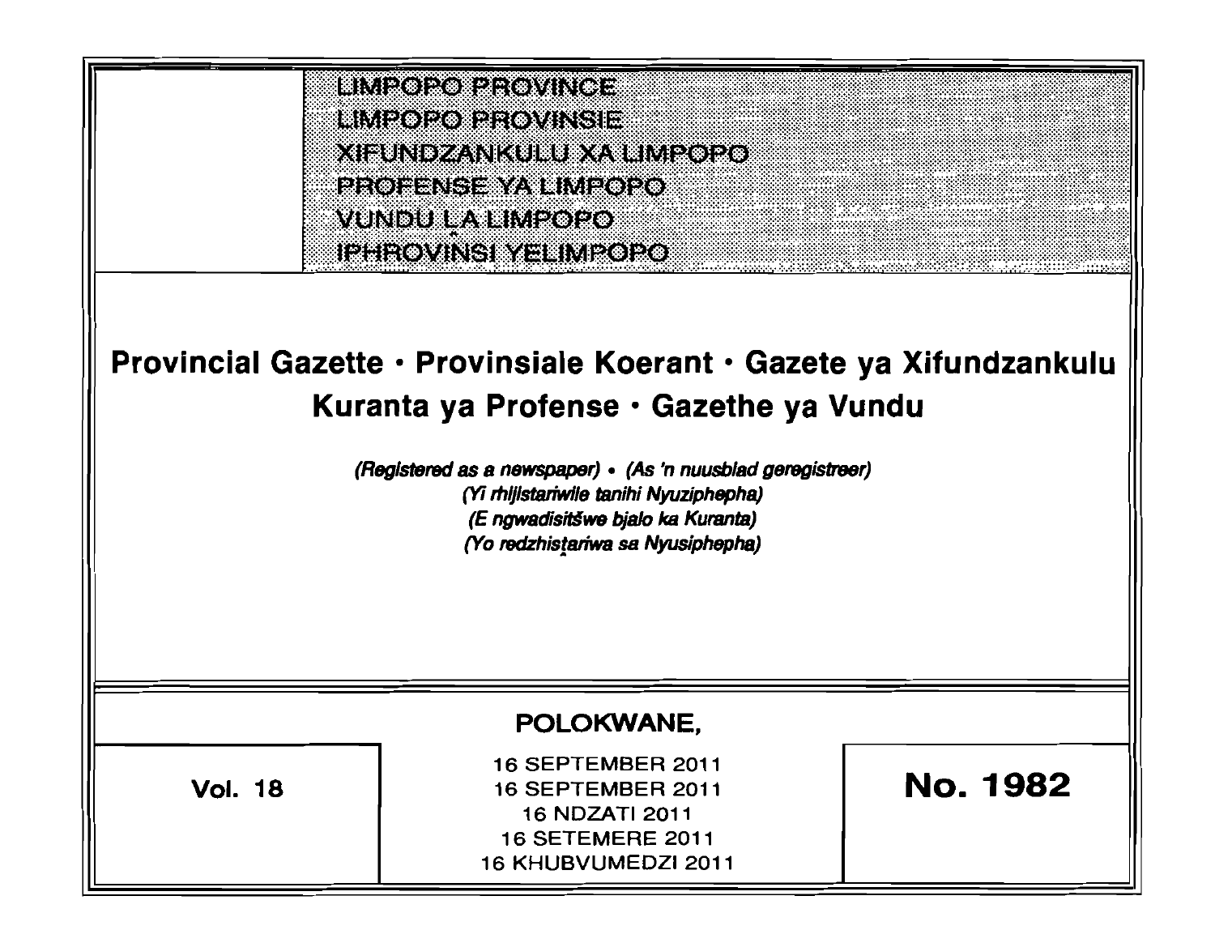LIMPOPO PROVINCE
LIMPOPO PROVINSIE
XIFUNDZANKULU XA LIMPOPO
PROFENSE YA LIMPOPO
VUNDU LA LIMPOPO
IPHROVINSI YELIMPOPO

# Provincial Gazette · Provinsiale Koerant · Gazete ya Xifundzankulu Kuranta ya Profense · Gazethe ya Vundu

*(Registered as a newspaper) • (As 'n nuusblad geregistreer)*
*(Yi rhijistariwile tanihi Nyuziphepha)*
*(E ngwadisitšwe bjalo ka Kuranta)*
*(Yo redzhistariwa sa Nyusiphepha)*

## POLOKWANE,

**Vol. 18**

16 SEPTEMBER 2011
16 SEPTEMBER 2011
16 NDZATI 2011
16 SETEMERE 2011
16 KHUBVUMEDZI 2011

**No. 1982**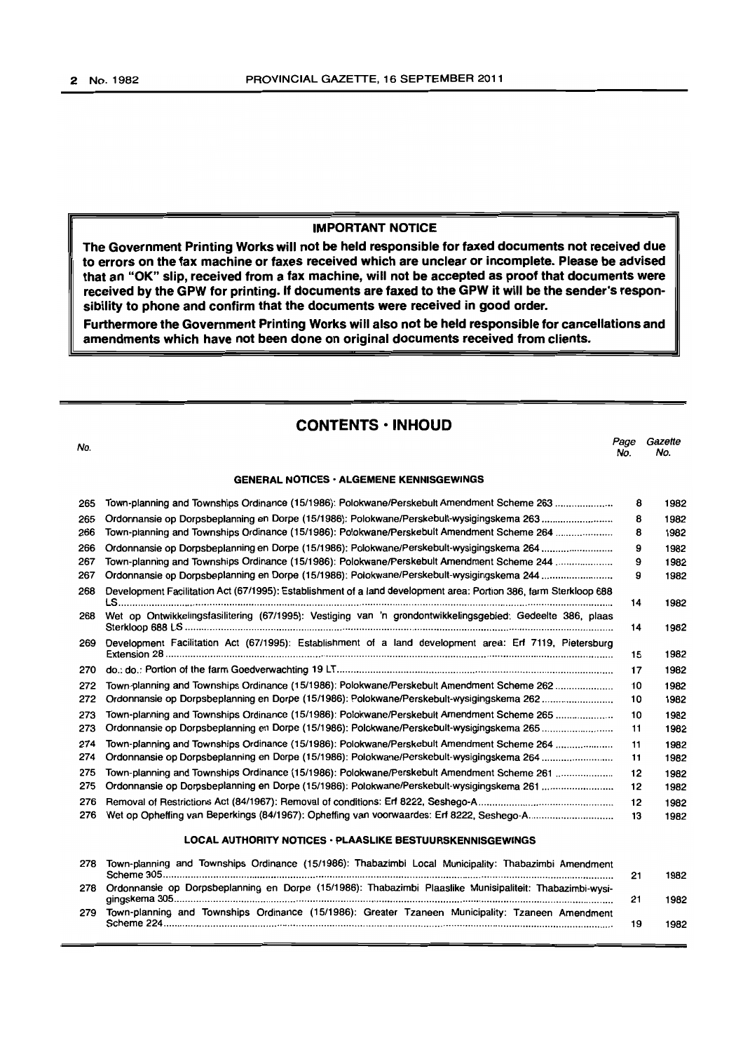**IMPORTANT NOTICE**

**The Government Printing Works will not be held responsible for faxed documents not received due to errors on the fax machine or faxes received which are unclear or incomplete. Please be advised that an "OK" slip, received from a fax machine, will not be accepted as proof that documents were received by the GPW for printing. If documents are faxed to the GPW it will be the sender's responsibility to phone and confirm that the documents were received in good order.**

**Furthermore the Government Printing Works will also not be held responsible for cancellations and amendments which have not been done on original documents received from clients.**

## CONTENTS · INHOUD

| *No.* | | *Page No.* | *Gazette No.* |
|---|---|---|---|
| | **GENERAL NOTICES · ALGEMENE KENNISGEWINGS** | | |
| 265 | Town-planning and Townships Ordinance (15/1986): Polokwane/Perskebult Amendment Scheme 263 | 8 | 1982 |
| 265 | Ordonnansie op Dorpsbeplanning en Dorpe (15/1986): Polokwane/Perskebult-wysigingskema 263 | 8 | 1982 |
| 266 | Town-planning and Townships Ordinance (15/1986): Polokwane/Perskebult Amendment Scheme 264 | 8 | 1982 |
| 266 | Ordonnansie op Dorpsbeplanning en Dorpe (15/1986): Polokwane/Perskebult-wysigingskema 264 | 9 | 1982 |
| 267 | Town-planning and Townships Ordinance (15/1986): Polokwane/Perskebult Amendment Scheme 244 | 9 | 1982 |
| 267 | Ordonnansie op Dorpsbeplanning en Dorpe (15/1986): Polokwane/Perskebult-wysigingskema 244 | 9 | 1982 |
| 268 | Development Facilitation Act (67/1995): Establishment of a land development area: Portion 386, farm Sterkloop 688 LS | 14 | 1982 |
| 268 | Wet op Ontwikkelingsfasilitering (67/1995): Vestiging van 'n grondontwikkelingsgebied: Gedeelte 386, plaas Sterkloop 688 LS | 14 | 1982 |
| 269 | Development Facilitation Act (67/1995): Establishment of a land development area: Erf 7119, Pietersburg Extension 28 | 15 | 1982 |
| 270 | do.: do.: Portion of the farm Goedverwachting 19 LT | 17 | 1982 |
| 272 | Town-planning and Townships Ordinance (15/1986): Polokwane/Perskebult Amendment Scheme 262 | 10 | 1982 |
| 272 | Ordonnansie op Dorpsbeplanning en Dorpe (15/1986): Polokwane/Perskebult-wysigingskema 262 | 10 | 1982 |
| 273 | Town-planning and Townships Ordinance (15/1986): Polokwane/Perskebult Amendment Scheme 265 | 10 | 1982 |
| 273 | Ordonnansie op Dorpsbeplanning en Dorpe (15/1986): Polokwane/Perskebult-wysigingskema 265 | 11 | 1982 |
| 274 | Town-planning and Townships Ordinance (15/1986): Polokwane/Perskebult Amendment Scheme 264 | 11 | 1982 |
| 274 | Ordonnansie op Dorpsbeplanning en Dorpe (15/1986): Polokwane/Perskebult-wysigingskema 264 | 11 | 1982 |
| 275 | Town-planning and Townships Ordinance (15/1986): Polokwane/Perskebult Amendment Scheme 261 | 12 | 1982 |
| 275 | Ordonnansie op Dorpsbeplanning en Dorpe (15/1986): Polokwane/Perskebult-wysigingskema 261 | 12 | 1982 |
| 276 | Removal of Restrictions Act (84/1967): Removal of conditions: Erf 8222, Seshego-A | 12 | 1982 |
| 276 | Wet op Opheffing van Beperkings (84/1967): Opheffing van voorwaardes: Erf 8222, Seshego-A | 13 | 1982 |
| | **LOCAL AUTHORITY NOTICES · PLAASLIKE BESTUURSKENNISGEWINGS** | | |
| 278 | Town-planning and Townships Ordinance (15/1986): Thabazimbi Local Municipality: Thabazimbi Amendment Scheme 305 | 21 | 1982 |
| 278 | Ordonnansie op Dorpsbeplanning en Dorpe (15/1986): Thabazimbi Plaaslike Munisipaliteit: Thabazimbi-wysigingskema 305 | 21 | 1982 |
| 279 | Town-planning and Townships Ordinance (15/1986): Greater Tzaneen Municipality: Tzaneen Amendment Scheme 224 | 19 | 1982 |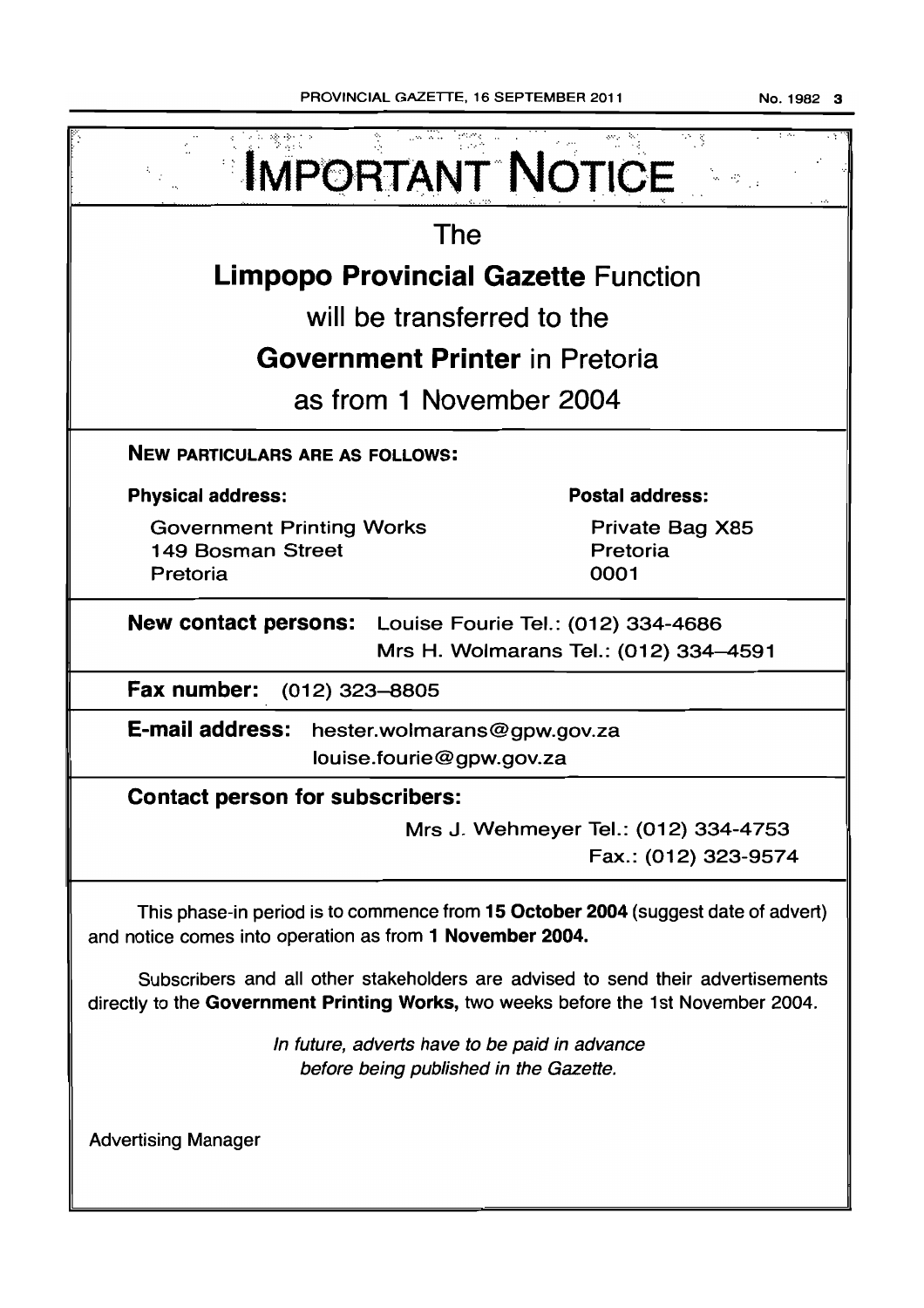# IMPORTANT NOTICE

The

**Limpopo Provincial Gazette** Function

will be transferred to the

**Government Printer** in Pretoria

as from 1 November 2004

**NEW PARTICULARS ARE AS FOLLOWS:**

**Physical address:**

Government Printing Works
149 Bosman Street
Pretoria

**Postal address:**

Private Bag X85
Pretoria
0001

**New contact persons:** Louise Fourie Tel.: (012) 334-4686
Mrs H. Wolmarans Tel.: (012) 334–4591

**Fax number:** (012) 323–8805

**E-mail address:** hester.wolmarans@gpw.gov.za
louise.fourie@gpw.gov.za

**Contact person for subscribers:**

Mrs J. Wehmeyer Tel.: (012) 334-4753
Fax.: (012) 323-9574

This phase-in period is to commence from **15 October 2004** (suggest date of advert) and notice comes into operation as from **1 November 2004.**

Subscribers and all other stakeholders are advised to send their advertisements directly to the **Government Printing Works,** two weeks before the 1st November 2004.

*In future, adverts have to be paid in advance before being published in the Gazette.*

Advertising Manager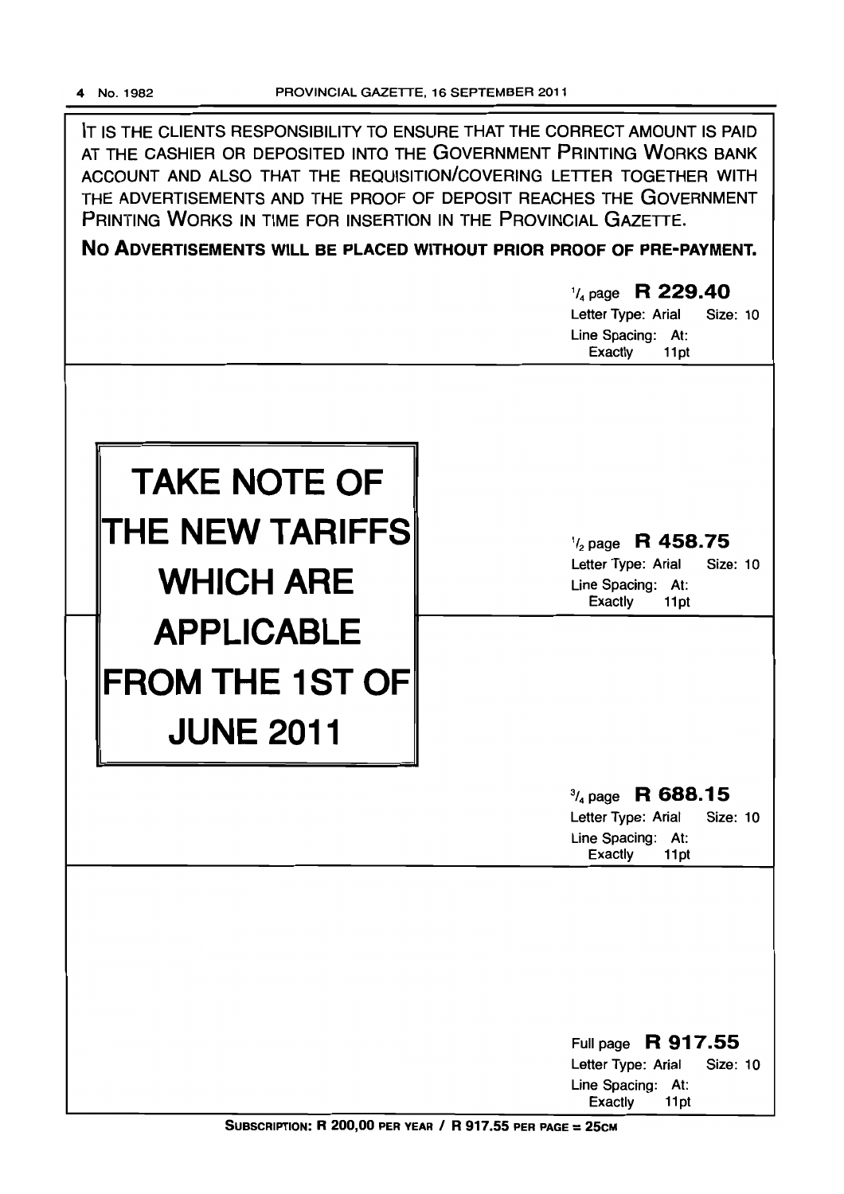IT IS THE CLIENTS RESPONSIBILITY TO ENSURE THAT THE CORRECT AMOUNT IS PAID AT THE CASHIER OR DEPOSITED INTO THE GOVERNMENT PRINTING WORKS BANK ACCOUNT AND ALSO THAT THE REQUISITION/COVERING LETTER TOGETHER WITH THE ADVERTISEMENTS AND THE PROOF OF DEPOSIT REACHES THE GOVERNMENT PRINTING WORKS IN TIME FOR INSERTION IN THE PROVINCIAL GAZETTE.

**NO ADVERTISEMENTS WILL BE PLACED WITHOUT PRIOR PROOF OF PRE-PAYMENT.**

# TAKE NOTE OF THE NEW TARIFFS WHICH ARE APPLICABLE FROM THE 1ST OF JUNE 2011

$^1/_4$ page **R 229.40**
Letter Type: Arial Size: 10
Line Spacing: At: Exactly 11pt

$^1/_2$ page **R 458.75**
Letter Type: Arial Size: 10
Line Spacing: At: Exactly 11pt

$^3/_4$ page **R 688.15**
Letter Type: Arial Size: 10
Line Spacing: At: Exactly 11pt

Full page **R 917.55**
Letter Type: Arial Size: 10
Line Spacing: At: Exactly 11pt

SUBSCRIPTION: R 200,00 PER YEAR / R 917.55 PER PAGE = 25CM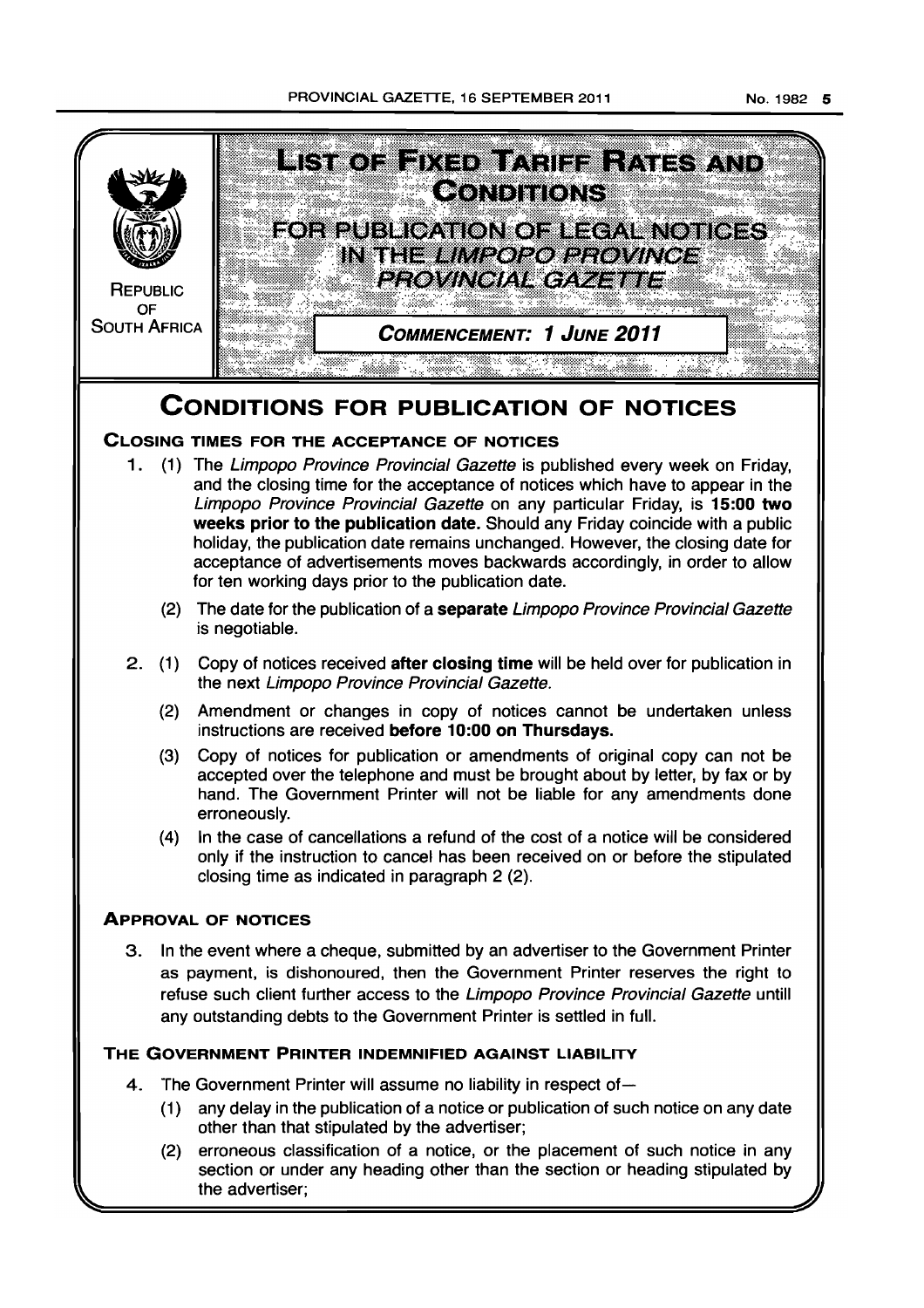REPUBLIC OF SOUTH AFRICA

# LIST OF FIXED TARIFF RATES AND CONDITIONS

## FOR PUBLICATION OF LEGAL NOTICES IN THE *LIMPOPO PROVINCE PROVINCIAL GAZETTE*

**COMMENCEMENT: 1 JUNE 2011**

# CONDITIONS FOR PUBLICATION OF NOTICES

### CLOSING TIMES FOR THE ACCEPTANCE OF NOTICES

1. (1) The *Limpopo Province Provincial Gazette* is published every week on Friday, and the closing time for the acceptance of notices which have to appear in the *Limpopo Province Provincial Gazette* on any particular Friday, is **15:00 two weeks prior to the publication date.** Should any Friday coincide with a public holiday, the publication date remains unchanged. However, the closing date for acceptance of advertisements moves backwards accordingly, in order to allow for ten working days prior to the publication date.

   (2) The date for the publication of a **separate** *Limpopo Province Provincial Gazette* is negotiable.

2. (1) Copy of notices received **after closing time** will be held over for publication in the next *Limpopo Province Provincial Gazette.*

   (2) Amendment or changes in copy of notices cannot be undertaken unless instructions are received **before 10:00 on Thursdays.**

   (3) Copy of notices for publication or amendments of original copy can not be accepted over the telephone and must be brought about by letter, by fax or by hand. The Government Printer will not be liable for any amendments done erroneously.

   (4) In the case of cancellations a refund of the cost of a notice will be considered only if the instruction to cancel has been received on or before the stipulated closing time as indicated in paragraph 2 (2).

### APPROVAL OF NOTICES

3. In the event where a cheque, submitted by an advertiser to the Government Printer as payment, is dishonoured, then the Government Printer reserves the right to refuse such client further access to the *Limpopo Province Provincial Gazette* untill any outstanding debts to the Government Printer is settled in full.

### THE GOVERNMENT PRINTER INDEMNIFIED AGAINST LIABILITY

4. The Government Printer will assume no liability in respect of—

   (1) any delay in the publication of a notice or publication of such notice on any date other than that stipulated by the advertiser;

   (2) erroneous classification of a notice, or the placement of such notice in any section or under any heading other than the section or heading stipulated by the advertiser;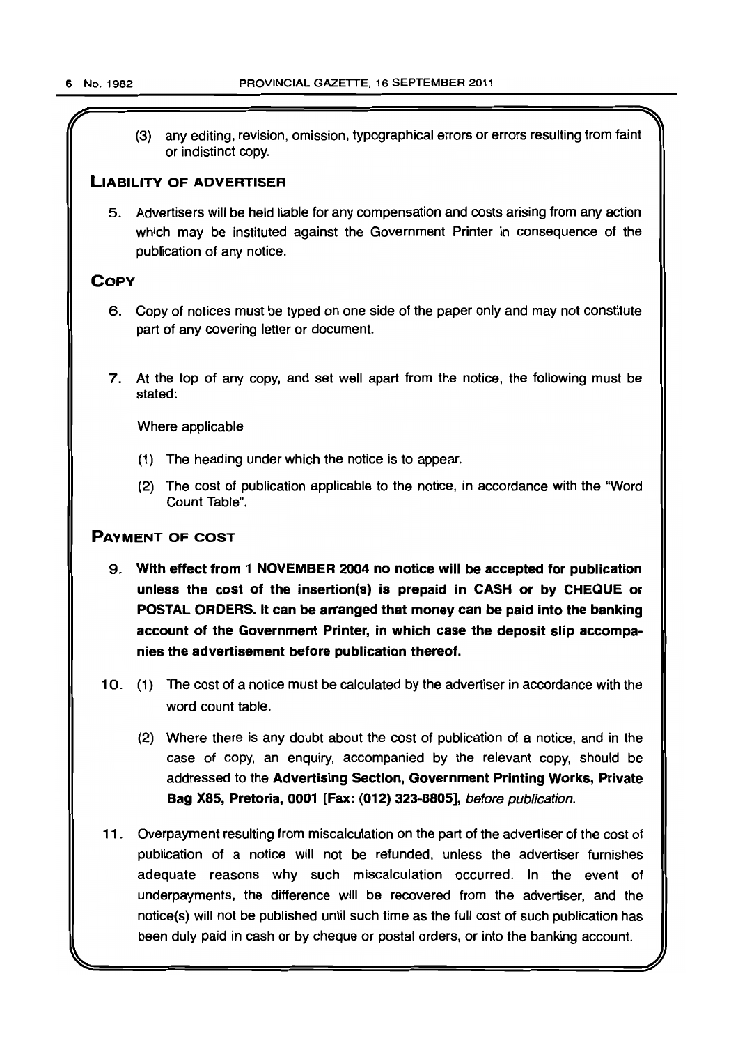(3) any editing, revision, omission, typographical errors or errors resulting from faint or indistinct copy.

## LIABILITY OF ADVERTISER

5. Advertisers will be held liable for any compensation and costs arising from any action which may be instituted against the Government Printer in consequence of the publication of any notice.

## COPY

6. Copy of notices must be typed on one side of the paper only and may not constitute part of any covering letter or document.

7. At the top of any copy, and set well apart from the notice, the following must be stated:

   Where applicable

   (1) The heading under which the notice is to appear.

   (2) The cost of publication applicable to the notice, in accordance with the "Word Count Table".

## PAYMENT OF COST

9. **With effect from 1 NOVEMBER 2004 no notice will be accepted for publication unless the cost of the insertion(s) is prepaid in CASH or by CHEQUE or POSTAL ORDERS. It can be arranged that money can be paid into the banking account of the Government Printer, in which case the deposit slip accompanies the advertisement before publication thereof.**

10. (1) The cost of a notice must be calculated by the advertiser in accordance with the word count table.

    (2) Where there is any doubt about the cost of publication of a notice, and in the case of copy, an enquiry, accompanied by the relevant copy, should be addressed to the **Advertising Section, Government Printing Works, Private Bag X85, Pretoria, 0001 [Fax: (012) 323-8805]**, *before publication*.

11. Overpayment resulting from miscalculation on the part of the advertiser of the cost of publication of a notice will not be refunded, unless the advertiser furnishes adequate reasons why such miscalculation occurred. In the event of underpayments, the difference will be recovered from the advertiser, and the notice(s) will not be published until such time as the full cost of such publication has been duly paid in cash or by cheque or postal orders, or into the banking account.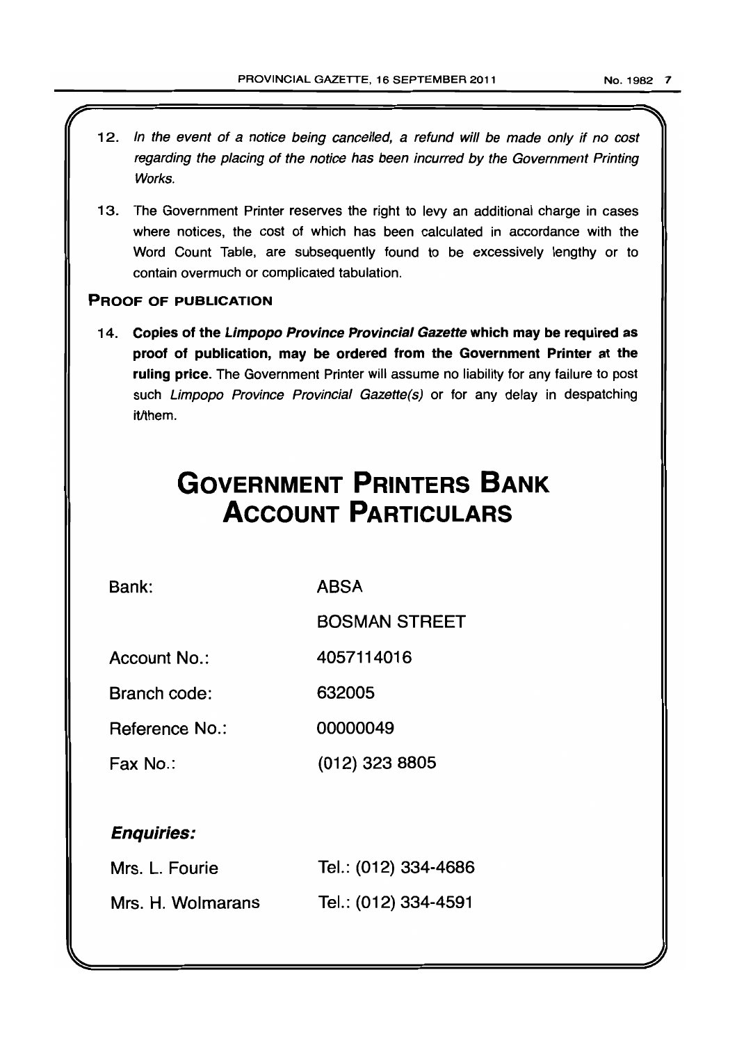12. *In the event of a notice being cancelled, a refund will be made only if no cost regarding the placing of the notice has been incurred by the Government Printing Works.*

13. The Government Printer reserves the right to levy an additional charge in cases where notices, the cost of which has been calculated in accordance with the Word Count Table, are subsequently found to be excessively lengthy or to contain overmuch or complicated tabulation.

## PROOF OF PUBLICATION

14. **Copies of the *Limpopo Province Provincial Gazette* which may be required as proof of publication, may be ordered from the Government Printer at the ruling price.** The Government Printer will assume no liability for any failure to post such *Limpopo Province Provincial Gazette(s)* or for any delay in despatching it/them.

# GOVERNMENT PRINTERS BANK ACCOUNT PARTICULARS

| | |
|---|---|
| Bank: | ABSA |
| | BOSMAN STREET |
| Account No.: | 4057114016 |
| Branch code: | 632005 |
| Reference No.: | 00000049 |
| Fax No.: | (012) 323 8805 |

***Enquiries:***

| | |
|---|---|
| Mrs. L. Fourie | Tel.: (012) 334-4686 |
| Mrs. H. Wolmarans | Tel.: (012) 334-4591 |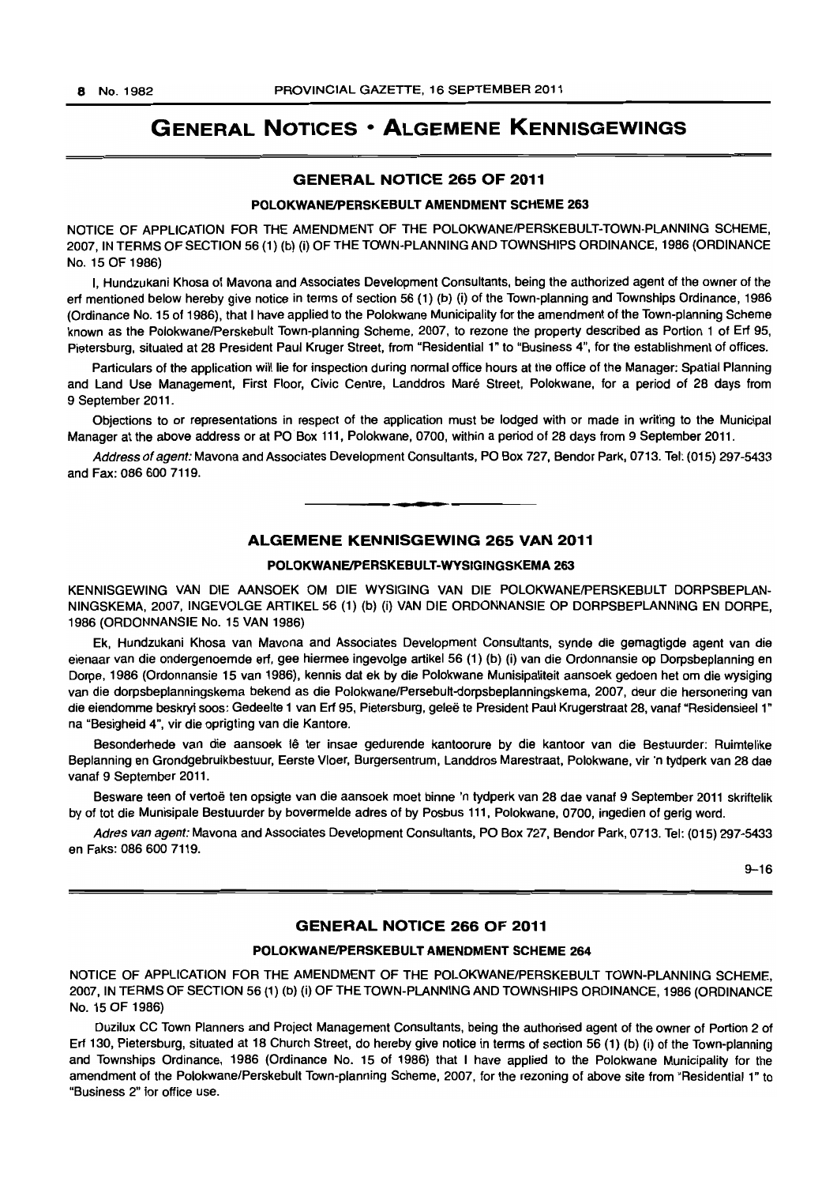# GENERAL NOTICES • ALGEMENE KENNISGEWINGS

## GENERAL NOTICE 265 OF 2011

### POLOKWANE/PERSKEBULT AMENDMENT SCHEME 263

NOTICE OF APPLICATION FOR THE AMENDMENT OF THE POLOKWANE/PERSKEBULT-TOWN-PLANNING SCHEME, 2007, IN TERMS OF SECTION 56 (1) (b) (i) OF THE TOWN-PLANNING AND TOWNSHIPS ORDINANCE, 1986 (ORDINANCE No. 15 OF 1986)

I, Hundzukani Khosa of Mavona and Associates Development Consultants, being the authorized agent of the owner of the erf mentioned below hereby give notice in terms of section 56 (1) (b) (i) of the Town-planning and Townships Ordinance, 1986 (Ordinance No. 15 of 1986), that I have applied to the Polokwane Municipality for the amendment of the Town-planning Scheme known as the Polokwane/Perskebult Town-planning Scheme, 2007, to rezone the property described as Portion 1 of Erf 95, Pietersburg, situated at 28 President Paul Kruger Street, from "Residential 1" to "Business 4", for the establishment of offices.

Particulars of the application will lie for inspection during normal office hours at the office of the Manager: Spatial Planning and Land Use Management, First Floor, Civic Centre, Landdros Maré Street, Polokwane, for a period of 28 days from 9 September 2011.

Objections to or representations in respect of the application must be lodged with or made in writing to the Municipal Manager at the above address or at PO Box 111, Polokwane, 0700, within a period of 28 days from 9 September 2011.

*Address of agent:* Mavona and Associates Development Consultants, PO Box 727, Bendor Park, 0713. Tel: (015) 297-5433 and Fax: 086 600 7119.

---

## ALGEMENE KENNISGEWING 265 VAN 2011

### POLOKWANE/PERSKEBULT-WYSIGINGSKEMA 263

KENNISGEWING VAN DIE AANSOEK OM DIE WYSIGING VAN DIE POLOKWANE/PERSKEBULT DORPSBEPLANNINGSKEMA, 2007, INGEVOLGE ARTIKEL 56 (1) (b) (i) VAN DIE ORDONNANSIE OP DORPSBEPLANNING EN DORPE, 1986 (ORDONNANSIE No. 15 VAN 1986)

Ek, Hundzukani Khosa van Mavona and Associates Development Consultants, synde die gemagtigde agent van die eienaar van die ondergenoemde erf, gee hiermee ingevolge artikel 56 (1) (b) (i) van die Ordonnansie op Dorpsbeplanning en Dorpe, 1986 (Ordonnansie 15 van 1986), kennis dat ek by die Polokwane Munisipaliteit aansoek gedoen het om die wysiging van die dorpsbeplanningskema bekend as die Polokwane/Persebult-dorpsbeplanningskema, 2007, deur die hersonering van die eiendomme beskryi soos: Gedeelte 1 van Erf 95, Pietersburg, geleë te President Paul Krugerstraat 28, vanaf "Residensieel 1" na "Besigheid 4", vir die oprigting van die Kantore.

Besonderhede van die aansoek lê ter insae gedurende kantoorure by die kantoor van die Bestuurder: Ruimtelike Beplanning en Grondgebruikbestuur, Eerste Vloer, Burgersentrum, Landdros Marestraat, Polokwane, vir 'n tydperk van 28 dae vanaf 9 September 2011.

Besware teen of vertoë ten opsigte van die aansoek moet binne 'n tydperk van 28 dae vanaf 9 September 2011 skriftelik by of tot die Munisipale Bestuurder by bovermelde adres of by Posbus 111, Polokwane, 0700, ingedien of gerig word.

*Adres van agent:* Mavona and Associates Development Consultants, PO Box 727, Bendor Park, 0713. Tel: (015) 297-5433 en Faks: 086 600 7119.

9–16

---

## GENERAL NOTICE 266 OF 2011

### POLOKWANE/PERSKEBULT AMENDMENT SCHEME 264

NOTICE OF APPLICATION FOR THE AMENDMENT OF THE POLOKWANE/PERSKEBULT TOWN-PLANNING SCHEME, 2007, IN TERMS OF SECTION 56 (1) (b) (i) OF THE TOWN-PLANNING AND TOWNSHIPS ORDINANCE, 1986 (ORDINANCE No. 15 OF 1986)

Duzilux CC Town Planners and Project Management Consultants, being the authorised agent of the owner of Portion 2 of Erf 130, Pietersburg, situated at 18 Church Street, do hereby give notice in terms of section 56 (1) (b) (i) of the Town-planning and Townships Ordinance, 1986 (Ordinance No. 15 of 1986) that I have applied to the Polokwane Municipality for the amendment of the Polokwane/Perskebult Town-planning Scheme, 2007, for the rezoning of above site from "Residential 1" to "Business 2" for office use.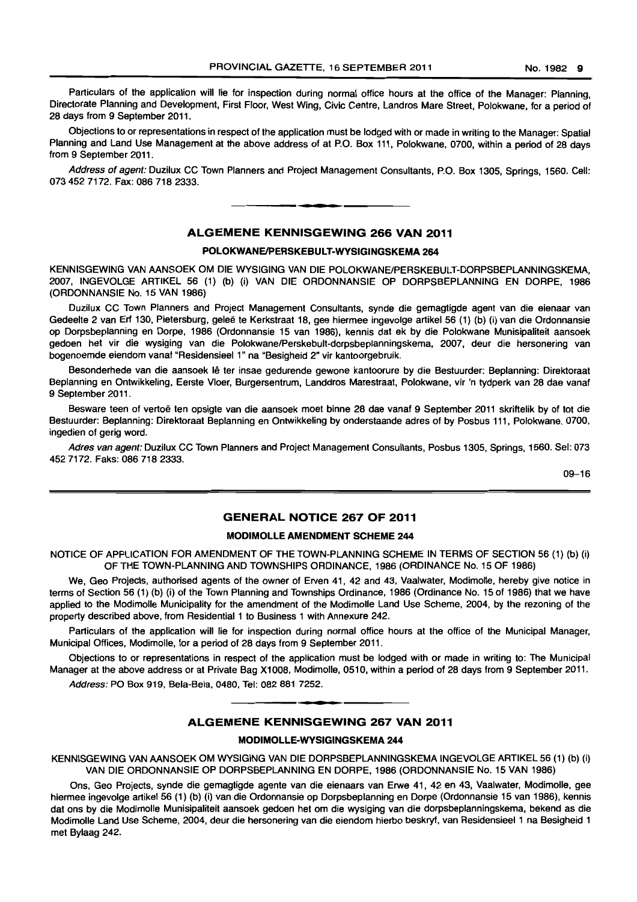Particulars of the application will lie for inspection during normal office hours at the office of the Manager: Planning, Directorate Planning and Development, First Floor, West Wing, Civic Centre, Landros Mare Street, Polokwane, for a period of 28 days from 9 September 2011.

Objections to or representations in respect of the application must be lodged with or made in writing to the Manager: Spatial Planning and Land Use Management at the above address of at P.O. Box 111, Polokwane, 0700, within a period of 28 days from 9 September 2011.

*Address of agent:* Duzilux CC Town Planners and Project Management Consultants, P.O. Box 1305, Springs, 1560. Cell: 073 452 7172. Fax: 086 718 2333.

---

## ALGEMENE KENNISGEWING 266 VAN 2011

### POLOKWANE/PERSKEBULT-WYSIGINGSKEMA 264

KENNISGEWING VAN AANSOEK OM DIE WYSIGING VAN DIE POLOKWANE/PERSKEBULT-DORPSBEPLANNINGSKEMA, 2007, INGEVOLGE ARTIKEL 56 (1) (b) (i) VAN DIE ORDONNANSIE OP DORPSBEPLANNING EN DORPE, 1986 (ORDONNANSIE No. 15 VAN 1986)

Duzilux CC Town Planners and Project Management Consultants, synde die gemagtigde agent van die eienaar van Gedeelte 2 van Erf 130, Pietersburg, geleë te Kerkstraat 18, gee hiermee ingevolge artikel 56 (1) (b) (i) van die Ordonnansie op Dorpsbeplanning en Dorpe, 1986 (Ordonnansie 15 van 1986), kennis dat ek by die Polokwane Munisipaliteit aansoek gedoen het vir die wysiging van die Polokwane/Perskebult-dorpsbeplanningskema, 2007, deur die hersonering van bogenoemde eiendom vanaf "Residensieel 1" na "Besigheid 2" vir kantoorgebruik.

Besonderhede van die aansoek lê ter insae gedurende gewone kantoorure by die Bestuurder: Beplanning: Direktoraat Beplanning en Ontwikkeling, Eerste Vloer, Burgersentrum, Landdros Marestraat, Polokwane, vir 'n tydperk van 28 dae vanaf 9 September 2011.

Besware teen of vertoë ten opsigte van die aansoek moet binne 28 dae vanaf 9 September 2011 skriftelik by of tot die Bestuurder: Beplanning: Direktoraat Beplanning en Ontwikkeling by onderstaande adres of by Posbus 111, Polokwane, 0700, ingedien of gerig word.

*Adres van agent:* Duzilux CC Town Planners and Project Management Consultants, Posbus 1305, Springs, 1560. Sel: 073 452 7172. Faks: 086 718 2333.

09–16

---

## GENERAL NOTICE 267 OF 2011

### MODIMOLLE AMENDMENT SCHEME 244

NOTICE OF APPLICATION FOR AMENDMENT OF THE TOWN-PLANNING SCHEME IN TERMS OF SECTION 56 (1) (b) (i) OF THE TOWN-PLANNING AND TOWNSHIPS ORDINANCE, 1986 (ORDINANCE No. 15 OF 1986)

We, Geo Projects, authorised agents of the owner of Erven 41, 42 and 43, Vaalwater, Modimolle, hereby give notice in terms of Section 56 (1) (b) (i) of the Town Planning and Townships Ordinance, 1986 (Ordinance No. 15 of 1986) that we have applied to the Modimolle Municipality for the amendment of the Modimolle Land Use Scheme, 2004, by the rezoning of the property described above, from Residential 1 to Business 1 with Annexure 242.

Particulars of the application will lie for inspection during normal office hours at the office of the Municipal Manager, Municipal Offices, Modimolle, for a period of 28 days from 9 September 2011.

Objections to or representations in respect of the application must be lodged with or made in writing to: The Municipal Manager at the above address or at Private Bag X1008, Modimolle, 0510, within a period of 28 days from 9 September 2011.

*Address:* PO Box 919, Bela-Bela, 0480, Tel: 082 881 7252.

---

## ALGEMENE KENNISGEWING 267 VAN 2011

### MODIMOLLE-WYSIGINGSKEMA 244

KENNISGEWING VAN AANSOEK OM WYSIGING VAN DIE DORPSBEPLANNINGSKEMA INGEVOLGE ARTIKEL 56 (1) (b) (i) VAN DIE ORDONNANSIE OP DORPSBEPLANNING EN DORPE, 1986 (ORDONNANSIE No. 15 VAN 1986)

Ons, Geo Projects, synde die gemagtigde agente van die eienaars van Erwe 41, 42 en 43, Vaalwater, Modimolle, gee hiermee ingevolge artikel 56 (1) (b) (i) van die Ordonnansie op Dorpsbeplanning en Dorpe (Ordonnansie 15 van 1986), kennis dat ons by die Modimolle Munisipaliteit aansoek gedoen het om die wysiging van die dorpsbeplanningskema, bekend as die Modimolle Land Use Scheme, 2004, deur die hersonering van die eiendom hierbo beskryf, van Residensieel 1 na Besigheid 1 met Bylaag 242.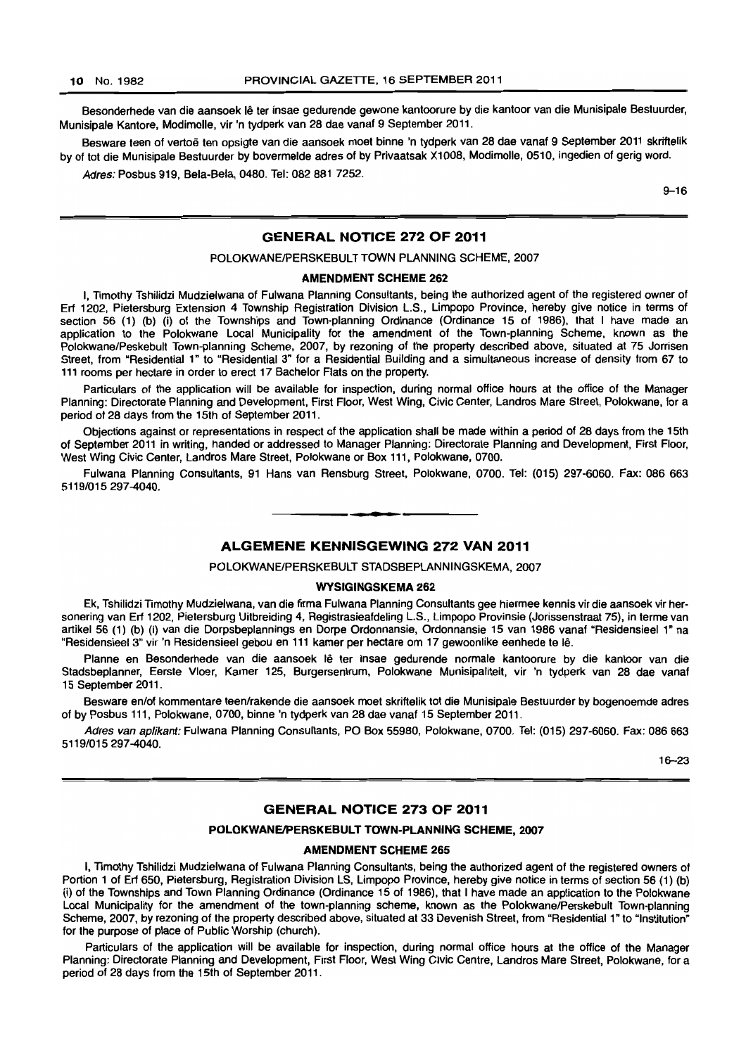Besonderhede van die aansoek lê ter insae gedurende gewone kantoorure by die kantoor van die Munisipale Bestuurder, Munisipale Kantore, Modimolle, vir 'n tydperk van 28 dae vanaf 9 September 2011.

Besware teen of vertoë ten opsigte van die aansoek moet binne 'n tydperk van 28 dae vanaf 9 September 2011 skriftelik by of tot die Munisipale Bestuurder by bovermelde adres of by Privaatsak X1008, Modimolle, 0510, ingedien of gerig word.

*Adres:* Posbus 919, Bela-Bela, 0480. Tel: 082 881 7252.

9–16

## GENERAL NOTICE 272 OF 2011

POLOKWANE/PERSKEBULT TOWN PLANNING SCHEME, 2007

### AMENDMENT SCHEME 262

I, Timothy Tshilidzi Mudzielwana of Fulwana Planning Consultants, being the authorized agent of the registered owner of Erf 1202, Pietersburg Extension 4 Township Registration Division L.S., Limpopo Province, hereby give notice in terms of section 56 (1) (b) (i) of the Townships and Town-planning Ordinance (Ordinance 15 of 1986), that I have made an application to the Polokwane Local Municipality for the amendment of the Town-planning Scheme, known as the Polokwane/Peskebult Town-planning Scheme, 2007, by rezoning of the property described above, situated at 75 Jorrisen Street, from "Residential 1" to "Residential 3" for a Residential Building and a simultaneous increase of density from 67 to 111 rooms per hectare in order to erect 17 Bachelor Flats on the property.

Particulars of the application will be available for inspection, during normal office hours at the office of the Manager Planning: Directorate Planning and Development, First Floor, West Wing, Civic Center, Landros Mare Street, Polokwane, for a period of 28 days from the 15th of September 2011.

Objections against or representations in respect of the application shall be made within a period of 28 days from the 15th of September 2011 in writing, handed or addressed to Manager Planning: Directorate Planning and Development, First Floor, West Wing Civic Center, Landros Mare Street, Polokwane or Box 111, Polokwane, 0700.

Fulwana Planning Consultants, 91 Hans van Rensburg Street, Polokwane, 0700. Tel: (015) 297-6060. Fax: 086 663 5119/015 297-4040.

## ALGEMENE KENNISGEWING 272 VAN 2011

POLOKWANE/PERSKEBULT STADSBEPLANNINGSKEMA, 2007

### WYSIGINGSKEMA 262

Ek, Tshilidzi Timothy Mudzielwana, van die firma Fulwana Planning Consultants gee hiermee kennis vir die aansoek vir hersonering van Erf 1202, Pietersburg Uitbreiding 4, Registrasieafdeling L.S., Limpopo Provinsie (Jorissenstraat 75), in terme van artikel 56 (1) (b) (i) van die Dorpsbeplannings en Dorpe Ordonnansie, Ordonnansie 15 van 1986 vanaf "Residensieel 1" na "Residensieel 3" vir 'n Residensieel gebou en 111 kamer per hectare om 17 gewoonlike eenhede te lê.

Planne en Besonderhede van die aansoek lê ter insae gedurende normale kantoorure by die kantoor van die Stadsbeplanner, Eerste Vloer, Kamer 125, Burgersentrum, Polokwane Munisipaliteit, vir 'n tydperk van 28 dae vanaf 15 September 2011.

Besware en/of kommentare teen/rakende die aansoek moet skriftelik tot die Munisipale Bestuurder by bogenoemde adres of by Posbus 111, Polokwane, 0700, binne 'n tydperk van 28 dae vanaf 15 September 2011.

*Adres van aplikant:* Fulwana Planning Consultants, PO Box 55980, Polokwane, 0700. Tel: (015) 297-6060. Fax: 086 663 5119/015 297-4040.

16–23

## GENERAL NOTICE 273 OF 2011

**POLOKWANE/PERSKEBULT TOWN-PLANNING SCHEME, 2007**

### AMENDMENT SCHEME 265

I, Timothy Tshilidzi Mudzielwana of Fulwana Planning Consultants, being the authorized agent of the registered owners of Portion 1 of Erf 650, Pietersburg, Registration Division LS, Limpopo Province, hereby give notice in terms of section 56 (1) (b) (i) of the Townships and Town Planning Ordinance (Ordinance 15 of 1986), that I have made an application to the Polokwane Local Municipality for the amendment of the town-planning scheme, known as the Polokwane/Perskebult Town-planning Scheme, 2007, by rezoning of the property described above, situated at 33 Devenish Street, from "Residential 1" to "Institution" for the purpose of place of Public Worship (church).

Particulars of the application will be available for inspection, during normal office hours at the office of the Manager Planning: Directorate Planning and Development, First Floor, West Wing Civic Centre, Landros Mare Street, Polokwane, for a period of 28 days from the 15th of September 2011.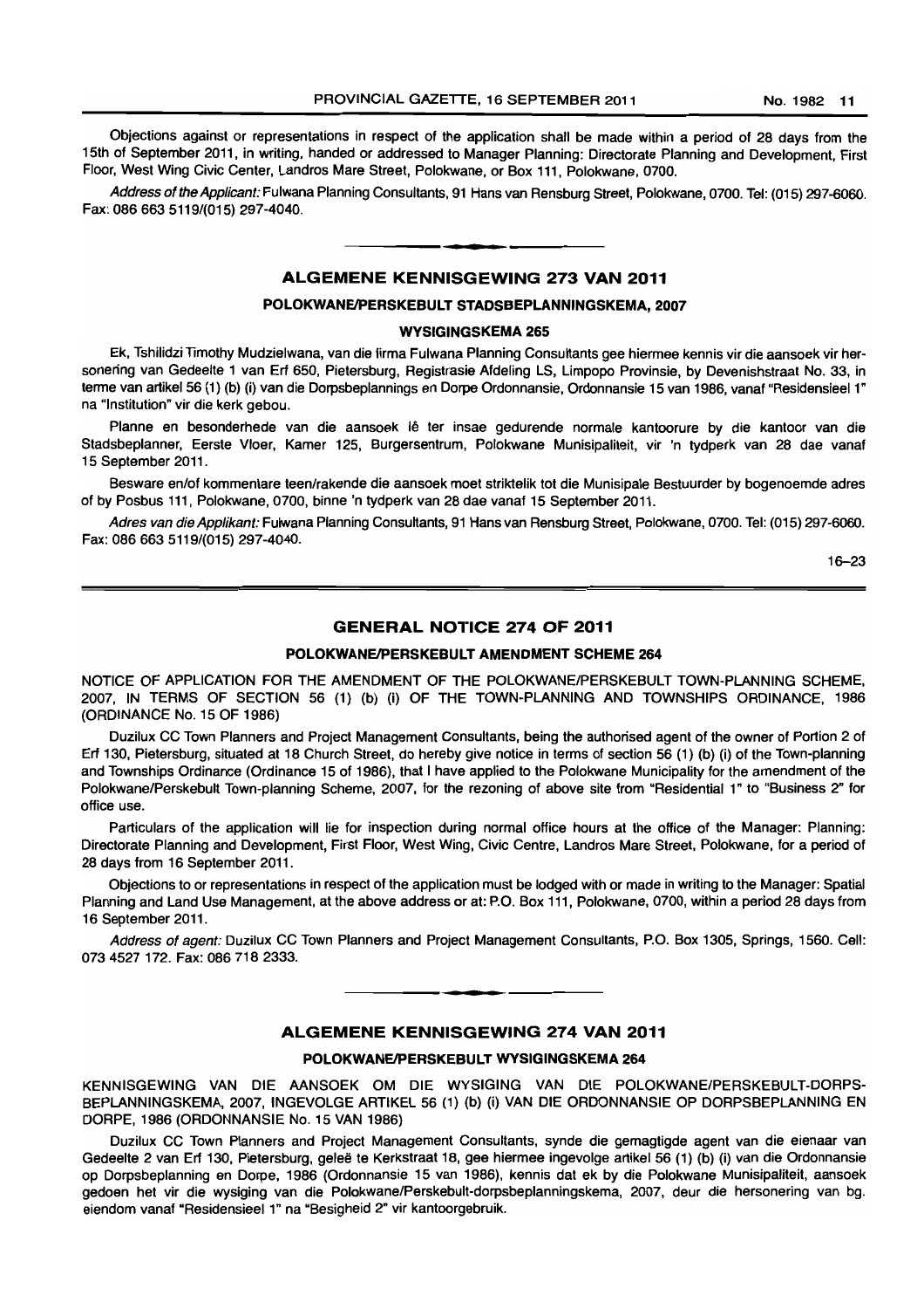Objections against or representations in respect of the application shall be made within a period of 28 days from the 15th of September 2011, in writing, handed or addressed to Manager Planning: Directorate Planning and Development, First Floor, West Wing Civic Center, Landros Mare Street, Polokwane, or Box 111, Polokwane, 0700.

*Address of the Applicant:* Fulwana Planning Consultants, 91 Hans van Rensburg Street, Polokwane, 0700. Tel: (015) 297-6060. Fax: 086 663 5119/(015) 297-4040.

---

## ALGEMENE KENNISGEWING 273 VAN 2011

### POLOKWANE/PERSKEBULT STADSBEPLANNINGSKEMA, 2007

### WYSIGINGSKEMA 265

Ek, Tshilidzi Timothy Mudzielwana, van die firma Fulwana Planning Consultants gee hiermee kennis vir die aansoek vir hersonering van Gedeelte 1 van Erf 650, Pietersburg, Registrasie Afdeling LS, Limpopo Provinsie, by Devenishstraat No. 33, in terme van artikel 56 (1) (b) (i) van die Dorpsbeplannings en Dorpe Ordonnansie, Ordonnansie 15 van 1986, vanaf "Residensieel 1" na "Institution" vir die kerk gebou.

Planne en besonderhede van die aansoek lê ter insae gedurende normale kantoorure by die kantoor van die Stadsbeplanner, Eerste Vloer, Kamer 125, Burgersentrum, Polokwane Munisipaliteit, vir 'n tydperk van 28 dae vanaf 15 September 2011.

Besware en/of kommentare teen/rakende die aansoek moet striktelik tot die Munisipale Bestuurder by bogenoemde adres of by Posbus 111, Polokwane, 0700, binne 'n tydperk van 28 dae vanaf 15 September 2011.

*Adres van die Applikant:* Fulwana Planning Consultants, 91 Hans van Rensburg Street, Polokwane, 0700. Tel: (015) 297-6060. Fax: 086 663 5119/(015) 297-4040.

16–23

---

## GENERAL NOTICE 274 OF 2011

### POLOKWANE/PERSKEBULT AMENDMENT SCHEME 264

NOTICE OF APPLICATION FOR THE AMENDMENT OF THE POLOKWANE/PERSKEBULT TOWN-PLANNING SCHEME, 2007, IN TERMS OF SECTION 56 (1) (b) (i) OF THE TOWN-PLANNING AND TOWNSHIPS ORDINANCE, 1986 (ORDINANCE No. 15 OF 1986)

Duzilux CC Town Planners and Project Management Consultants, being the authorised agent of the owner of Portion 2 of Erf 130, Pietersburg, situated at 18 Church Street, do hereby give notice in terms of section 56 (1) (b) (i) of the Town-planning and Townships Ordinance (Ordinance 15 of 1986), that I have applied to the Polokwane Municipality for the amendment of the Polokwane/Perskebult Town-planning Scheme, 2007, for the rezoning of above site from "Residential 1" to "Business 2" for office use.

Particulars of the application will lie for inspection during normal office hours at the office of the Manager: Planning: Directorate Planning and Development, First Floor, West Wing, Civic Centre, Landros Mare Street, Polokwane, for a period of 28 days from 16 September 2011.

Objections to or representations in respect of the application must be lodged with or made in writing to the Manager: Spatial Planning and Land Use Management, at the above address or at: P.O. Box 111, Polokwane, 0700, within a period 28 days from 16 September 2011.

*Address of agent:* Duzilux CC Town Planners and Project Management Consultants, P.O. Box 1305, Springs, 1560. Cell: 073 4527 172. Fax: 086 718 2333.

---

## ALGEMENE KENNISGEWING 274 VAN 2011

### POLOKWANE/PERSKEBULT WYSIGINGSKEMA 264

KENNISGEWING VAN DIE AANSOEK OM DIE WYSIGING VAN DIE POLOKWANE/PERSKEBULT-DORPSBEPLANNINGSKEMA, 2007, INGEVOLGE ARTIKEL 56 (1) (b) (i) VAN DIE ORDONNANSIE OP DORPSBEPLANNING EN DORPE, 1986 (ORDONNANSIE No. 15 VAN 1986)

Duzilux CC Town Planners and Project Management Consultants, synde die gemagtigde agent van die eienaar van Gedeelte 2 van Erf 130, Pietersburg, geleë te Kerkstraat 18, gee hiermee ingevolge artikel 56 (1) (b) (i) van die Ordonnansie op Dorpsbeplanning en Dorpe, 1986 (Ordonnansie 15 van 1986), kennis dat ek by die Polokwane Munisipaliteit, aansoek gedoen het vir die wysiging van die Polokwane/Perskebult-dorpsbeplanningskema, 2007, deur die hersonering van bg. eiendom vanaf "Residensieel 1" na "Besigheid 2" vir kantoorgebruik.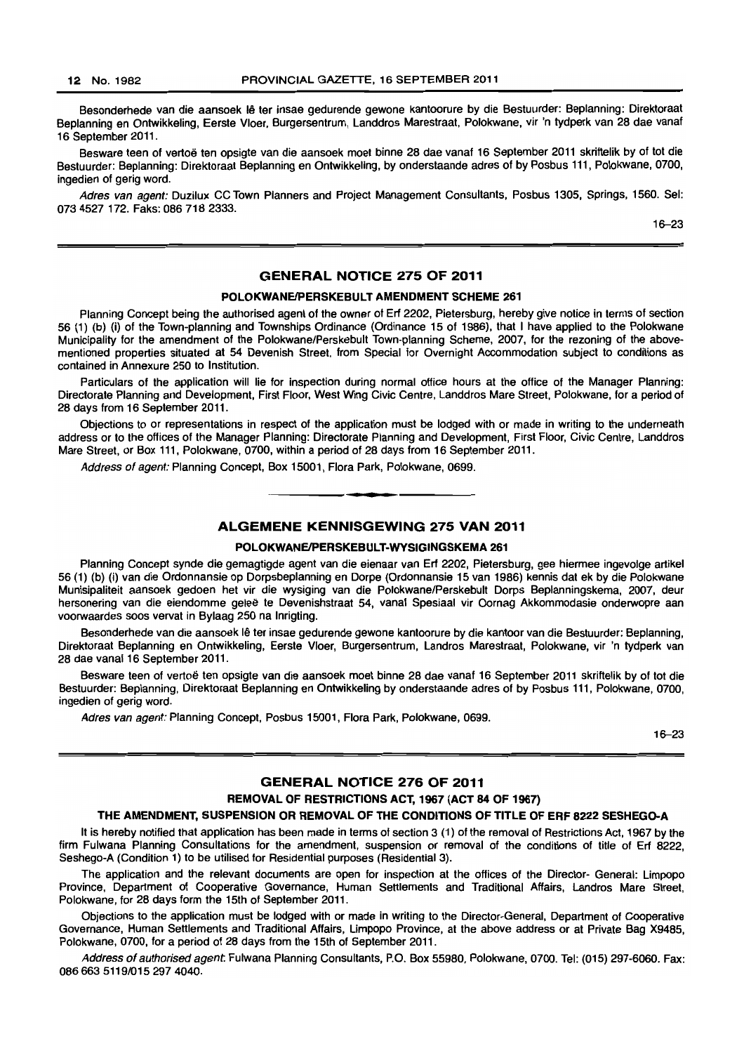Besonderhede van die aansoek lê ter insae gedurende gewone kantoorure by die Bestuurder: Beplanning: Direktoraat Beplanning en Ontwikkeling, Eerste Vloer, Burgersentrum, Landdros Marestraat, Polokwane, vir 'n tydperk van 28 dae vanaf 16 September 2011.

Besware teen of vertoë ten opsigte van die aansoek moet binne 28 dae vanaf 16 September 2011 skriftelik by of tot die Bestuurder: Beplanning: Direktoraat Beplanning en Ontwikkeling, by onderstaande adres of by Posbus 111, Polokwane, 0700, ingedien of gerig word.

*Adres van agent:* Duzilux CC Town Planners and Project Management Consultants, Posbus 1305, Springs, 1560. Sel: 073 4527 172. Faks: 086 718 2333.

16–23

## GENERAL NOTICE 275 OF 2011

### POLOKWANE/PERSKEBULT AMENDMENT SCHEME 261

Planning Concept being the authorised agent of the owner of Erf 2202, Pietersburg, hereby give notice in terms of section 56 (1) (b) (i) of the Town-planning and Townships Ordinance (Ordinance 15 of 1986), that I have applied to the Polokwane Municipality for the amendment of the Polokwane/Perskebult Town-planning Scheme, 2007, for the rezoning of the above-mentioned properties situated at 54 Devenish Street, from Special for Overnight Accommodation subject to conditions as contained in Annexure 250 to Institution.

Particulars of the application will lie for inspection during normal office hours at the office of the Manager Planning: Directorate Planning and Development, First Floor, West Wing Civic Centre, Landdros Mare Street, Polokwane, for a period of 28 days from 16 September 2011.

Objections to or representations in respect of the application must be lodged with or made in writing to the underneath address or to the offices of the Manager Planning: Directorate Planning and Development, First Floor, Civic Centre, Landdros Mare Street, or Box 111, Polokwane, 0700, within a period of 28 days from 16 September 2011.

*Address of agent:* Planning Concept, Box 15001, Flora Park, Polokwane, 0699.

## ALGEMENE KENNISGEWING 275 VAN 2011

### POLOKWANE/PERSKEBULT-WYSIGINGSKEMA 261

Planning Concept synde die gemagtigde agent van die eienaar van Erf 2202, Pietersburg, gee hiermee ingevolge artikel 56 (1) (b) (i) van die Ordonnansie op Dorpsbeplanning en Dorpe (Ordonnansie 15 van 1986) kennis dat ek by die Polokwane Munisipaliteit aansoek gedoen het vir die wysiging van die Polokwane/Perskebult Dorps Beplanningskema, 2007, deur hersonering van die eiendomme geleë te Devenishstraat 54, vanaf Spesiaal vir Oornag Akkommodasie onderworpe aan voorwaardes soos vervat in Bylaag 250 na Inrigting.

Besonderhede van die aansoek lê ter insae gedurende gewone kantoorure by die kantoor van die Bestuurder: Beplanning, Direktoraat Beplanning en Ontwikkeling, Eerste Vloer, Burgersentrum, Landros Marestraat, Polokwane, vir 'n tydperk van 28 dae vanaf 16 September 2011.

Besware teen of vertoë ten opsigte van die aansoek moet binne 28 dae vanaf 16 September 2011 skriftelik by of tot die Bestuurder: Beplanning, Direktoraat Beplanning en Ontwikkeling by onderstaande adres of by Posbus 111, Polokwane, 0700, ingedien of gerig word.

*Adres van agent:* Planning Concept, Posbus 15001, Flora Park, Polokwane, 0699.

16–23

## GENERAL NOTICE 276 OF 2011

### REMOVAL OF RESTRICTIONS ACT, 1967 (ACT 84 OF 1967)

### THE AMENDMENT, SUSPENSION OR REMOVAL OF THE CONDITIONS OF TITLE OF ERF 8222 SESHEGO-A

It is hereby notified that application has been made in terms of section 3 (1) of the removal of Restrictions Act, 1967 by the firm Fulwana Planning Consultations for the amendment, suspension or removal of the conditions of title of Erf 8222, Seshego-A (Condition 1) to be utilised for Residential purposes (Residential 3).

The application and the relevant documents are open for inspection at the offices of the Director- General: Limpopo Province, Department of Cooperative Governance, Human Settlements and Traditional Affairs, Landros Mare Street, Polokwane, for 28 days form the 15th of September 2011.

Objections to the application must be lodged with or made in writing to the Director-General, Department of Cooperative Governance, Human Settlements and Traditional Affairs, Limpopo Province, at the above address or at Private Bag X9485, Polokwane, 0700, for a period of 28 days from the 15th of September 2011.

*Address of authorised agent:* Fulwana Planning Consultants, P.O. Box 55980, Polokwane, 0700. Tel: (015) 297-6060. Fax: 086 663 5119/015 297 4040.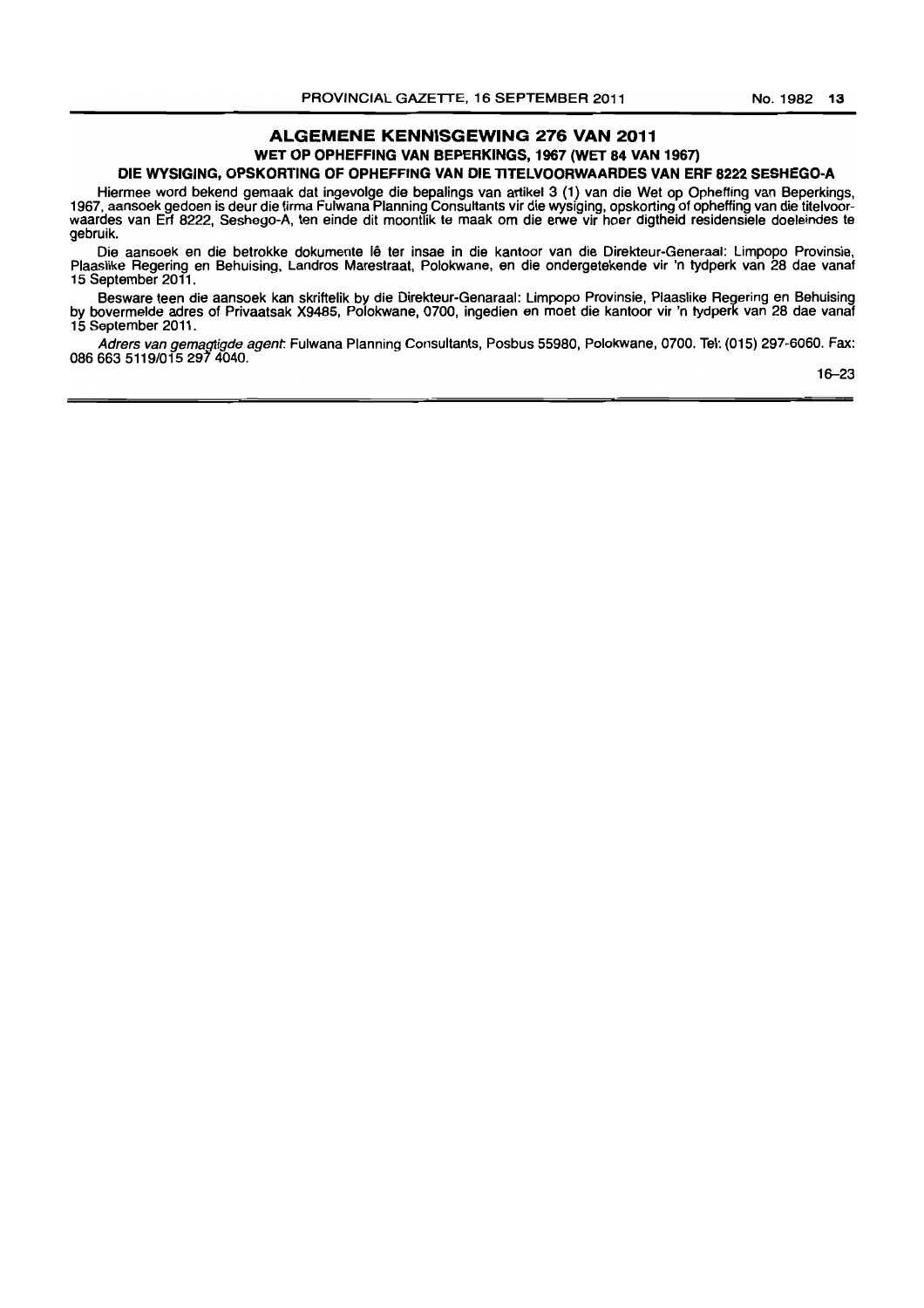## ALGEMENE KENNISGEWING 276 VAN 2011

### WET OP OPHEFFING VAN BEPERKINGS, 1967 (WET 84 VAN 1967)

### DIE WYSIGING, OPSKORTING OF OPHEFFING VAN DIE TITELVOORWAARDES VAN ERF 8222 SESHEGO-A

Hiermee word bekend gemaak dat ingevolge die bepalings van artikel 3 (1) van die Wet op Opheffing van Beperkings, 1967, aansoek gedoen is deur die firma Fulwana Planning Consultants vir die wysiging, opskorting of opheffing van die titelvoorwaardes van Erf 8222, Seshego-A, ten einde dit moontlik te maak om die erwe vir hoer digtheid residensiele doeleindes te gebruik.

Die aansoek en die betrokke dokumente lê ter insae in die kantoor van die Direkteur-Generaal: Limpopo Provinsie, Plaaslike Regering en Behuising, Landros Marestraat, Polokwane, en die ondergetekende vir 'n tydperk van 28 dae vanaf 15 September 2011.

Besware teen die aansoek kan skriftelik by die Direkteur-Genaraal: Limpopo Provinsie, Plaaslike Regering en Behuising by bovermelde adres of Privaatsak X9485, Polokwane, 0700, ingedien en moet die kantoor vir 'n tydperk van 28 dae vanaf 15 September 2011.

*Adrers van gemagtigde agent*: Fulwana Planning Consultants, Posbus 55980, Polokwane, 0700. Tel: (015) 297-6060. Fax: 086 663 5119/015 297 4040.

16–23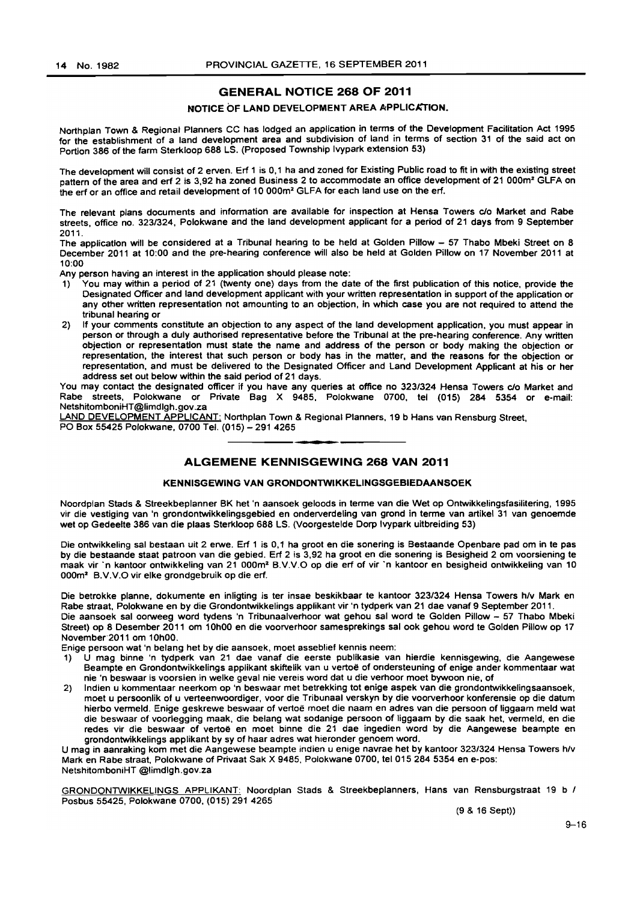## GENERAL NOTICE 268 OF 2011

### NOTICE OF LAND DEVELOPMENT AREA APPLICATION.

Northplan Town & Regional Planners CC has lodged an application in terms of the Development Facilitation Act 1995 for the establishment of a land development area and subdivision of land in terms of section 31 of the said act on Portion 386 of the farm Sterkloop 688 LS. (Proposed Township Ivypark extension 53)

The development will consist of 2 erven. Erf 1 is 0,1 ha and zoned for Existing Public road to fit in with the existing street pattern of the area and erf 2 is 3,92 ha zoned Business 2 to accommodate an office development of 21 000m² GLFA on the erf or an office and retail development of 10 000m² GLFA for each land use on the erf.

The relevant plans documents and information are available for inspection at Hensa Towers c/o Market and Rabe streets, office no. 323/324, Polokwane and the land development applicant for a period of 21 days from 9 September 2011.

The application will be considered at a Tribunal hearing to be held at Golden Pillow – 57 Thabo Mbeki Street on 8 December 2011 at 10:00 and the pre-hearing conference will also be held at Golden Pillow on 17 November 2011 at 10:00

Any person having an interest in the application should please note:

1) You may within a period of 21 (twenty one) days from the date of the first publication of this notice, provide the Designated Officer and land development applicant with your written representation in support of the application or any other written representation not amounting to an objection, in which case you are not required to attend the tribunal hearing or
2) If your comments constitute an objection to any aspect of the land development application, you must appear in person or through a duly authorised representative before the Tribunal at the pre-hearing conference. Any written objection or representation must state the name and address of the person or body making the objection or representation, the interest that such person or body has in the matter, and the reasons for the objection or representation, and must be delivered to the Designated Officer and Land Development Applicant at his or her address set out below within the said period of 21 days.

You may contact the designated officer if you have any queries at office no 323/324 Hensa Towers c/o Market and Rabe streets, Polokwane or Private Bag X 9485, Polokwane 0700, tel (015) 284 5354 or e-mail: NetshitomboniHT@limdlgh.gov.za

LAND DEVELOPMENT APPLICANT: Northplan Town & Regional Planners, 19 b Hans van Rensburg Street, PO Box 55425 Polokwane, 0700 Tel. (015) – 291 4265

---

## ALGEMENE KENNISGEWING 268 VAN 2011

### KENNISGEWING VAN GRONDONTWIKKELINGSGEBIEDAANSOEK

Noordplan Stads & Streekbeplanner BK het 'n aansoek geloods in terme van die Wet op Ontwikkelingsfasilitering, 1995 vir die vestiging van 'n grondontwikkelingsgebied en onderverdeling van grond in terme van artikel 31 van genoemde wet op Gedeelte 386 van die plaas Sterkloop 688 LS. (Voorgestelde Dorp Ivypark uitbreiding 53)

Die ontwikkeling sal bestaan uit 2 erwe. Erf 1 is 0,1 ha groot en die sonering is Bestaande Openbare pad om in te pas by die bestaande staat patroon van die gebied. Erf 2 is 3,92 ha groot en die sonering is Besigheid 2 om voorsiening te maak vir 'n kantoor ontwikkeling van 21 000m² B.V.V.O op die erf of vir 'n kantoor en besigheid ontwikkeling van 10 000m² B.V.V.O vir elke grondgebruik op die erf.

Die betrokke planne, dokumente en inligting is ter insae beskikbaar te kantoor 323/324 Hensa Towers h/v Mark en Rabe straat, Polokwane en by die Grondontwikkelings applikant vir 'n tydperk van 21 dae vanaf 9 September 2011.

Die aansoek sal oorweeg word tydens 'n Tribunaalverhoor wat gehou sal word te Golden Pillow – 57 Thabo Mbeki Street) op 8 Desember 2011 om 10h00 en die voorverhoor samesprekings sal ook gehou word te Golden Pillow op 17 November 2011 om 10h00.

Enige persoon wat 'n belang het by die aansoek, moet asseblief kennis neem:

1) U mag binne 'n tydperk van 21 dae vanaf die eerste publikasie van hierdie kennisgewing, die Aangewese Beampte en Grondontwikkelings applikant skiftelik van u vertoë of ondersteuning of enige ander kommentaar wat nie 'n beswaar is voorsien in welke geval nie vereis word dat u die verhoor moet bywoon nie, of
2) Indien u kommentaar neerkom op 'n beswaar met betrekking tot enige aspek van die grondontwikkelingsaansoek, moet u persoonlik of u verteenwoordiger, voor die Tribunaal verskyn by die voorverhoor konferensie op die datum hierbo vermeld. Enige geskrewe beswaar of vertoë moet die naam en adres van die persoon of liggaam meld wat die beswaar of voorlegging maak, die belang wat sodanige persoon of liggaam by die saak het, vermeld, en die redes vir die beswaar of vertoë en moet binne die 21 dae ingedien word by die Aangewese beampte en grondontwikkelings applikant by sy of haar adres wat hieronder genoem word.

U mag in aanraking kom met die Aangewese beampte indien u enige navrae het by kantoor 323/324 Hensa Towers h/v Mark en Rabe straat, Polokwane of Privaat Sak X 9485, Polokwane 0700, tel 015 284 5354 en e-pos: NetshitomboniHT @limdlgh.gov.za

GRONDONTWIKKELINGS APPLIKANT: Noordplan Stads & Streekbeplanners, Hans van Rensburgstraat 19 b / Posbus 55425, Polokwane 0700, (015) 291 4265

(9 & 16 Sept))

9–16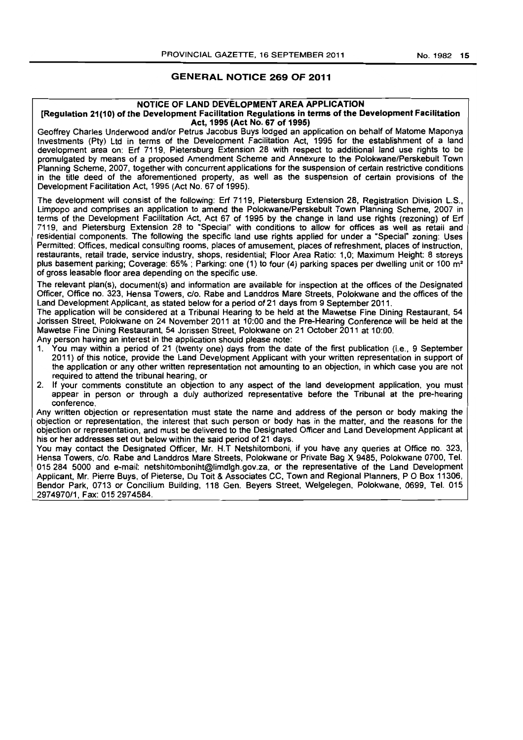## GENERAL NOTICE 269 OF 2011

### NOTICE OF LAND DEVELOPMENT AREA APPLICATION

**[Regulation 21(10) of the Development Facilitation Regulations in terms of the Development Facilitation Act, 1995 (Act No. 67 of 1995)**

Geoffrey Charles Underwood and/or Petrus Jacobus Buys lodged an application on behalf of Matome Maponya Investments (Pty) Ltd in terms of the Development Facilitation Act, 1995 for the establishment of a land development area on: Erf 7119, Pietersburg Extension 28 with respect to additional land use rights to be promulgated by means of a proposed Amendment Scheme and Annexure to the Polokwane/Perskebult Town Planning Scheme, 2007, together with concurrent applications for the suspension of certain restrictive conditions in the title deed of the aforementioned property, as well as the suspension of certain provisions of the Development Facilitation Act, 1995 (Act No. 67 of 1995).

The development will consist of the following: Erf 7119, Pietersburg Extension 28, Registration Division L.S., Limpopo and comprises an application to amend the Polokwane/Perskebult Town Planning Scheme, 2007 in terms of the Development Facilitation Act, Act 67 of 1995 by the change in land use rights (rezoning) of Erf 7119, and Pietersburg Extension 28 to "Special" with conditions to allow for offices as well as retail and residential components. The following the specific land use rights applied for under a "Special" zoning: Uses Permitted: Offices, medical consulting rooms, places of amusement, places of refreshment, places of instruction, restaurants, retail trade, service industry, shops, residential; Floor Area Ratio: 1,0; Maximum Height: 8 storeys plus basement parking; Coverage: 65% ; Parking: one (1) to four (4) parking spaces per dwelling unit or 100 m² of gross leasable floor area depending on the specific use.

The relevant plan(s), document(s) and information are available for inspection at the offices of the Designated Officer, Office no. 323, Hensa Towers, c/o. Rabe and Landdros Mare Streets, Polokwane and the offices of the Land Development Applicant, as stated below for a period of 21 days from 9 September 2011.

The application will be considered at a Tribunal Hearing to be held at the Mawetse Fine Dining Restaurant, 54 Jorissen Street, Polokwane on 24 November 2011 at 10:00 and the Pre-Hearing Conference will be held at the Mawetse Fine Dining Restaurant, 54 Jorissen Street, Polokwane on 21 October 2011 at 10:00.

Any person having an interest in the application should please note:

1. You may within a period of 21 (twenty one) days from the date of the first publication (i.e., 9 September 2011) of this notice, provide the Land Development Applicant with your written representation in support of the application or any other written representation not amounting to an objection, in which case you are not required to attend the tribunal hearing, or
2. If your comments constitute an objection to any aspect of the land development application, you must appear in person or through a duly authorized representative before the Tribunal at the pre-hearing conference.

Any written objection or representation must state the name and address of the person or body making the objection or representation, the interest that such person or body has in the matter, and the reasons for the objection or representation, and must be delivered to the Designated Officer and Land Development Applicant at his or her addresses set out below within the said period of 21 days.

You may contact the Designated Officer, Mr. H.T Netshitomboni, if you have any queries at Office no. 323, Hensa Towers, c/o. Rabe and Landdros Mare Streets, Polokwane or Private Bag X 9485, Polokwane 0700, Tel. 015 284 5000 and e-mail: netshitomboniht@limdlgh.gov.za, or the representative of the Land Development Applicant, Mr. Pierre Buys, of Pieterse, Du Toit & Associates CC, Town and Regional Planners, P O Box 11306, Bendor Park, 0713 or Concilium Building, 118 Gen. Beyers Street, Welgelegen, Polokwane, 0699, Tel. 015 2974970/1, Fax: 015 2974584.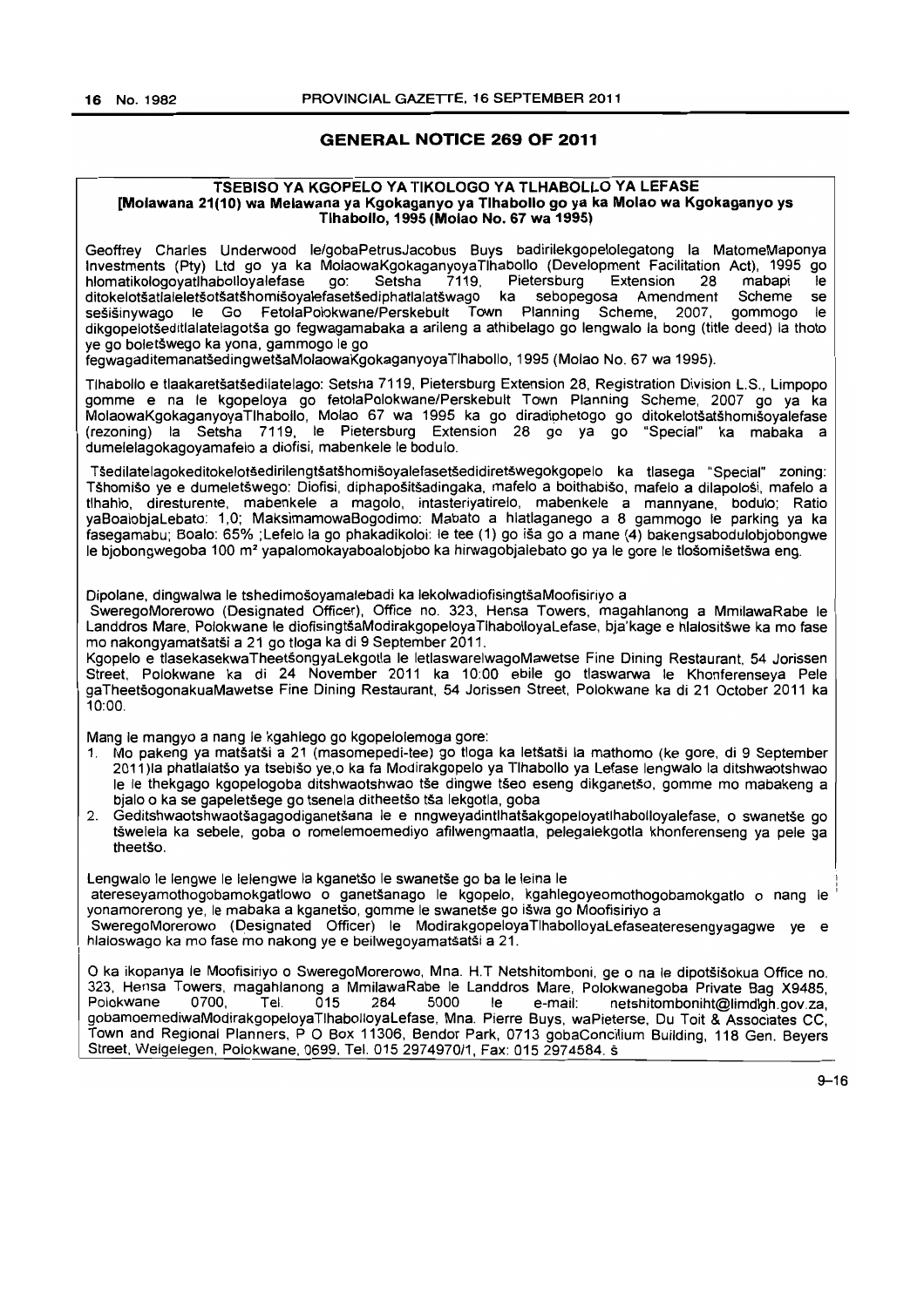## GENERAL NOTICE 269 OF 2011

### TSEBISO YA KGOPELO YA TIKOLOGO YA TLHABOLLO YA LEFASE
**[Molawana 21(10) wa Melawana ya Kgokaganyo ya Tlhabollo go ya ka Molao wa Kgokaganyo ys Tlhabollo, 1995 (Molao No. 67 wa 1995)**

Geoffrey Charles Underwood le/gobaPetrusJacobus Buys badirilekgopelolegatong la MatomeMaponya Investments (Pty) Ltd go ya ka MolaowaKgokaganyoyaTlhabollo (Development Facilitation Act), 1995 go hlomatikologoyatlhabolloyalefase go: Setsha 7119, Pietersburg Extension 28 mabapi le ditokelotšatlaleletšotšatšhomišoyalefasetšediphatlalatšwago ka sebopegosa Amendment Scheme se sešišinywago le Go FetolaPolokwane/Perskebult Town Planning Scheme, 2007, gommogo le dikgopelotšeditlalatelagotša go fegwagamabaka a arileng a athibelago go lengwalo la bong (title deed) la thoto ye go boletšwego ka yona, gammogo le go fegwagaditemanatšedingwetšaMolaowaKgokaganyoyaTlhabollo, 1995 (Molao No. 67 wa 1995).

Tlhabollo e tlaakaretšatšedilatelago: Setsha 7119, Pietersburg Extension 28, Registration Division L.S., Limpopo gomme e na le kgopeloya go fetolaPolokwane/Perskebult Town Planning Scheme, 2007 go ya ka MolaowaKgokaganyoyaTlhabollo, Molao 67 wa 1995 ka go diradiphetogo go ditokelotšatšhomišoyalefase (rezoning) la Setsha 7119, le Pietersburg Extension 28 go ya go "Special" ka mabaka a dumelelagokagoyamafelo a diofisi, mabenkele le bodulo.

Tšedilatelagokeditokelotšedirilengtšatšhomišoyalefasetšedidiretšwegokgopelo ka tlasega "Special" zoning: Tšhomišo ye e dumeletšwego: Diofisi, diphapošitšadingaka, mafelo a boithabišo, mafelo a dilapološi, mafelo a tlhahlo, diresturente, mabenkele a magolo, intasteriyatirelo, mabenkele a mannyane, bodulo; Ratio yaBoalobjaLebato: 1,0; MaksimamowaBogodimo: Mabato a hlatlaganego a 8 gammogo le parking ya ka fasegamabu; Boalo: 65% ;Lefelo la go phakadikoloi: le tee (1) go iša go a mane (4) bakengsabodulobjobongwe le bjobongwegoba 100 m² yapalomokayaboalobjobo ka hirwagobjalebato go ya le gore le tlošomišetšwa eng.

Dipolane, dingwalwa le tshedimošoyamalebadi ka lekolwadiofisingtšaMoofisiriyo a SweregoMorerowo (Designated Officer), Office no. 323, Hensa Towers, magahlanong a MmilawaRabe le Landdros Mare, Polokwane le diofisingtšaModirakgopeloyaTlhabolloyaLefase, bja'kage e hlalositšwe ka mo fase mo nakongyamatšatši a 21 go tloga ka di 9 September 2011.

Kgopelo e tlasekasekwaTheetšongyaLekgotla le letlaswarelwagoMawetse Fine Dining Restaurant, 54 Jorissen Street, Polokwane ka di 24 November 2011 ka 10:00 ebile go tlaswarwa le Khonferenseya Pele gaTheetšogonakuaMawetse Fine Dining Restaurant, 54 Jorissen Street, Polokwane ka di 21 October 2011 ka 10:00.

Mang le mangyo a nang le kgahlego go kgopelolemoga gore:

1. Mo pakeng ya matšatši a 21 (masomepedi-tee) go tloga ka letšatši la mathomo (ke gore, di 9 September 2011)la phatlalatšo ya tsebišo ye,o ka fa Modirakgopelo ya Tlhabollo ya Lefase lengwalo la ditshwaotshwao le le thekgago kgopelogoba ditshwaotshwao tše dingwe tšeo eseng dikganetšo, gomme mo mabakeng a bjalo o ka se gapeletšege go tsenela ditheetšo tša lekgotla, goba
2. Geditshwaotshwaotšagagodiganetšana le e nngweyadintlhatšakgopeloyatlhabolloyalefase, o swanetše go tšwelela ka sebele, goba o romelemoemediyo afilwengmaatla, pelegalekgotla khonferenseng ya pele ga theetšo.

Lengwalo le lengwe le lelengwe la kganetšo le swanetše go ba le leina le atereseyamothogobamokgatlowo o ganetšanago le kgopelo, kgahlegoyeomothogobamokgatlo o nang le yonamorerong ye, le mabaka a kganetšo, gomme le swanetše go išwa go Moofisiriyo a SweregoMorerowo (Designated Officer) le ModirakgopeloyaTlhabolloyaLefaseateresengyagagwe ye e hlaloswago ka mo fase mo nakong ye e beilwegoyamatšatši a 21.

O ka ikopanya le Moofisiriyo o SweregoMorerowo, Mna. H.T Netshitomboni, ge o na le dipotšišokua Office no. 323, Hensa Towers, magahlanong a MmilawaRabe le Landdros Mare, Polokwanegoba Private Bag X9485, Polokwane 0700, Tel. 015 284 5000 le e-mail: netshitomboniht@limdlgh.gov.za, gobamoemediwaModirakgopeloyaTlhabolloyaLefase, Mna. Pierre Buys, waPieterse, Du Toit & Associates CC, Town and Regional Planners, P O Box 11306, Bendor Park, 0713 gobaConcilium Building, 118 Gen. Beyers Street, Welgelegen, Polokwane, 0699, Tel. 015 2974970/1, Fax: 015 2974584. š

9–16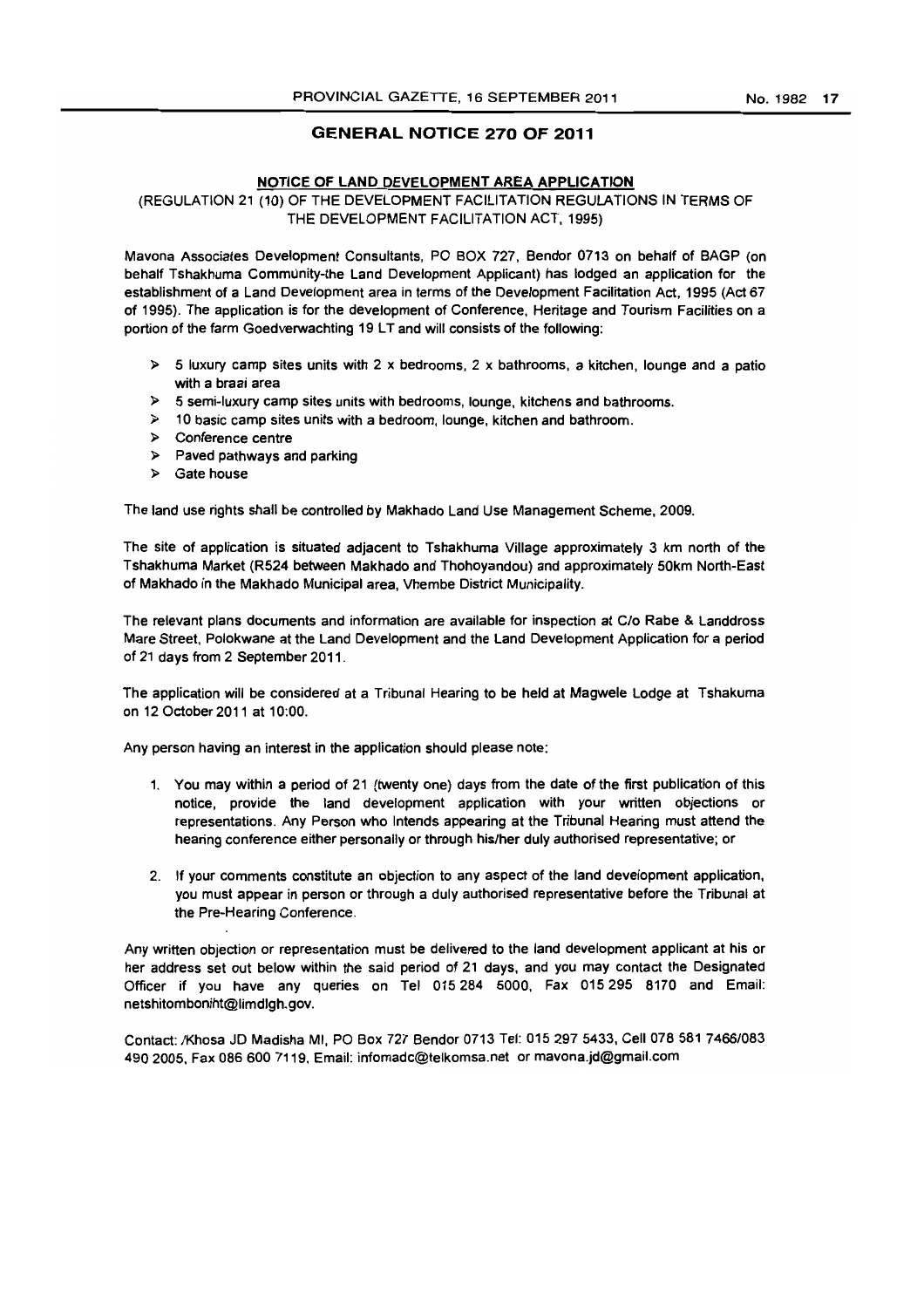## GENERAL NOTICE 270 OF 2011

### NOTICE OF LAND DEVELOPMENT AREA APPLICATION

(REGULATION 21 (10) OF THE DEVELOPMENT FACILITATION REGULATIONS IN TERMS OF THE DEVELOPMENT FACILITATION ACT, 1995)

Mavona Associates Development Consultants, PO BOX 727, Bendor 0713 on behalf of BAGP (on behalf Tshakhuma Community-the Land Development Applicant) has lodged an application for the establishment of a Land Development area in terms of the Development Facilitation Act, 1995 (Act 67 of 1995). The application is for the development of Conference, Heritage and Tourism Facilities on a portion of the farm Goedverwachting 19 LT and will consists of the following:

- 5 luxury camp sites units with 2 x bedrooms, 2 x bathrooms, a kitchen, lounge and a patio with a braai area
- 5 semi-luxury camp sites units with bedrooms, lounge, kitchens and bathrooms.
- 10 basic camp sites units with a bedroom, lounge, kitchen and bathroom.
- Conference centre
- Paved pathways and parking
- Gate house

The land use rights shall be controlled by Makhado Land Use Management Scheme, 2009.

The site of application is situated adjacent to Tshakhuma Village approximately 3 km north of the Tshakhuma Market (R524 between Makhado and Thohoyandou) and approximately 50km North-East of Makhado in the Makhado Municipal area, Vhembe District Municipality.

The relevant plans documents and information are available for inspection at C/o Rabe & Landdross Mare Street, Polokwane at the Land Development and the Land Development Application for a period of 21 days from 2 September 2011.

The application will be considered at a Tribunal Hearing to be held at Magwele Lodge at Tshakuma on 12 October 2011 at 10:00.

Any person having an interest in the application should please note:

1. You may within a period of 21 (twenty one) days from the date of the first publication of this notice, provide the land development application with your written objections or representations. Any Person who Intends appearing at the Tribunal Hearing must attend the hearing conference either personally or through his/her duly authorised representative; or
2. If your comments constitute an objection to any aspect of the land development application, you must appear in person or through a duly authorised representative before the Tribunal at the Pre-Hearing Conference.

Any written objection or representation must be delivered to the land development applicant at his or her address set out below within the said period of 21 days, and you may contact the Designated Officer if you have any queries on Tel 015 284 5000, Fax 015 295 8170 and Email: netshitomboniht@limdlgh.gov.

Contact: /Khosa JD Madisha MI, PO Box 727 Bendor 0713 Tel: 015 297 5433, Cell 078 581 7466/083 490 2005, Fax 086 600 7119, Email: infomadc@telkomsa.net or mavona.jd@gmail.com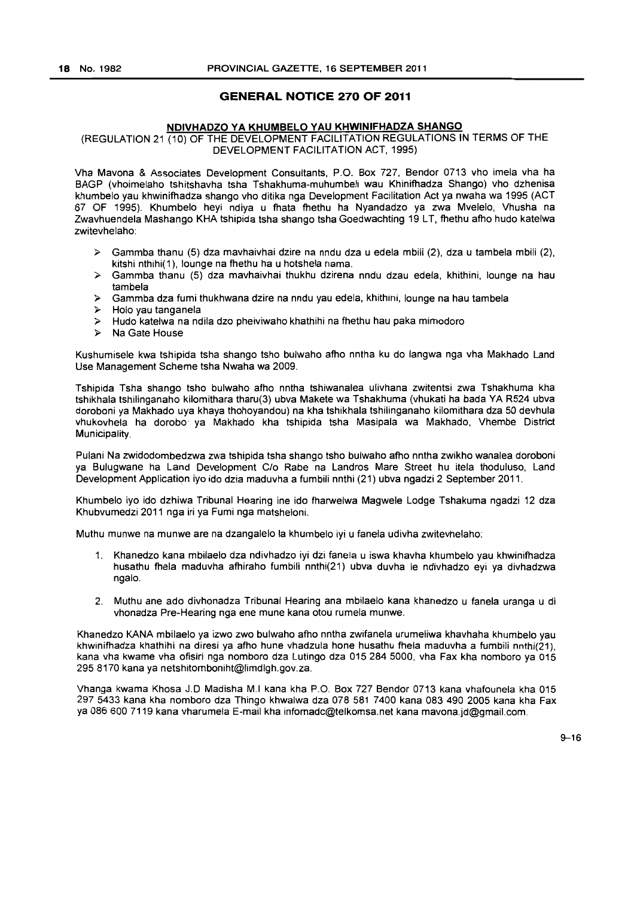## GENERAL NOTICE 270 OF 2011

**NDIVHADZO YA KHUMBELO YAU KHWINIFHADZA SHANGO**

(REGULATION 21 (10) OF THE DEVELOPMENT FACILITATION REGULATIONS IN TERMS OF THE DEVELOPMENT FACILITATION ACT, 1995)

Vha Mavona & Associates Development Consultants, P.O. Box 727, Bendor 0713 vho imela vha ha BAGP (vhoimelaho tshitshavha tsha Tshakhuma-muhumbeli wau Khinifhadza Shango) vho dzhenisa khumbelo yau khwinifhadza shango vho ditika nga Development Facilitation Act ya nwaha wa 1995 (ACT 67 OF 1995). Khumbelo heyi ndiya u fhata fhethu ha Nyandadzo ya zwa Mvelelo, Vhusha na Zwavhuendela Mashango KHA tshipida tsha shango tsha Goedwachting 19 LT, fhethu afho hudo katelwa zwitevhelaho:

- Gammba thanu (5) dza mavhaivhai dzire na nndu dza u edela mbili (2), dza u tambela mbili (2), kitshi nthihi(1), lounge na fhethu ha u hotshela nama.
- Gammba thanu (5) dza mavhaivhai thukhu dzirena nndu dzau edela, khithini, lounge na hau tambela
- Gammba dza fumi thukhwana dzire na nndu yau edela, khithini, lounge na hau tambela
- Holo yau tanganela
- Hudo katelwa na ndila dzo pheiviwaho khathihi na fhethu hau paka mimodoro
- Na Gate House

Kushumisele kwa tshipida tsha shango tsho bulwaho afho nntha ku do langwa nga vha Makhado Land Use Management Scheme tsha Nwaha wa 2009.

Tshipida Tsha shango tsho bulwaho afho nntha tshiwanalea ulivhana zwitentsi zwa Tshakhuma kha tshikhala tshilinganaho kilomithara tharu(3) ubva Makete wa Tshakhuma (vhukati ha bada YA R524 ubva doroboni ya Makhado uya khaya thohoyandou) na kha tshikhala tshilinganaho kilomithara dza 50 devhula vhukovhela ha dorobo ya Makhado kha tshipida tsha Masipala wa Makhado, Vhembe District Municipality.

Pulani Na zwidodombedzwa zwa tshipida tsha shango tsho bulwaho afho nntha zwikho wanalea doroboni ya Bulugwane ha Land Development C/o Rabe na Landros Mare Street hu itela thoduluso, Land Development Application iyo ido dzia maduvha a fumbili nnthi (21) ubva ngadzi 2 September 2011.

Khumbelo iyo ido dzhiwa Tribunal Hearing ine ido fharwelwa Magwele Lodge Tshakuma ngadzi 12 dza Khubvumedzi 2011 nga iri ya Fumi nga matsheloni.

Muthu munwe na munwe are na dzangalelo la khumbelo iyi u fanela udivha zwitevhelaho:

1. Khanedzo kana mbilaelo dza ndivhadzo iyi dzi fanela u iswa khavha khumbelo yau khwinifhadza husathu fhela maduvha afhiraho fumbili nnthi(21) ubva duvha le ndivhadzo eyi ya divhadzwa ngalo.
2. Muthu ane ado divhonadza Tribunal Hearing ana mbilaelo kana khanedzo u fanela uranga u di vhonadza Pre-Hearing nga ene mune kana otou rumela munwe.

Khanedzo KANA mbilaelo ya izwo zwo bulwaho afho nntha zwifanela urumeliwa khavhaha khumbelo yau khwinifhadza khathihi na diresi ya afho hune vhadzula hone husathu fhela maduvha a fumbili nnthi(21), kana vha kwame vha ofisiri nga nomboro dza Lutingo dza 015 284 5000, vha Fax kha nomboro ya 015 295 8170 kana ya netshitomboniht@limdlgh.gov.za.

Vhanga kwama Khosa J.D Madisha M.I kana kha P.O. Box 727 Bendor 0713 kana vhafounela kha 015 297 5433 kana kha nomboro dza Thingo khwalwa dza 078 581 7400 kana 083 490 2005 kana kha Fax ya 086 600 7119 kana vharumela E-mail kha infomadc@telkomsa.net kana mavona.jd@gmail.com.

9–16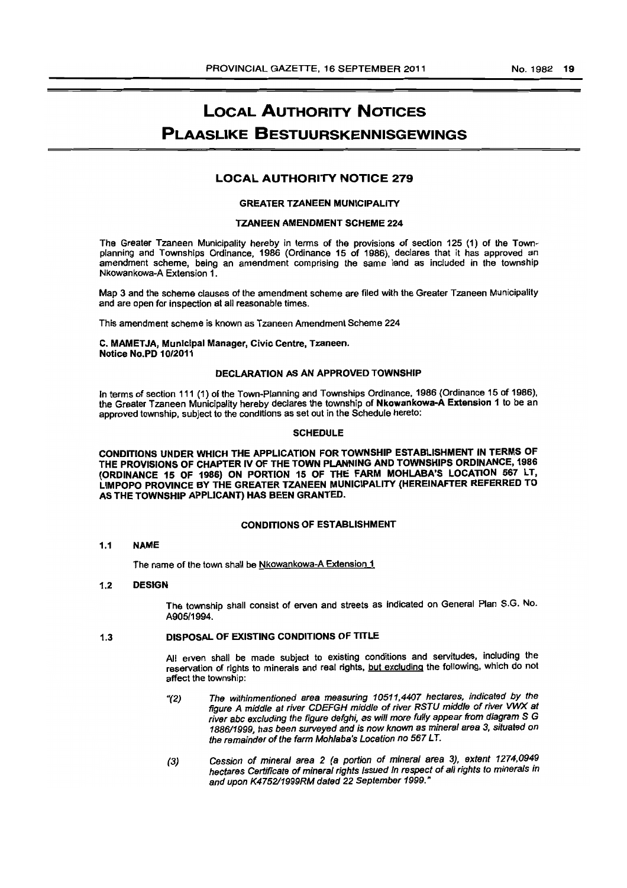# LOCAL AUTHORITY NOTICES

# PLAASLIKE BESTUURSKENNISGEWINGS

## LOCAL AUTHORITY NOTICE 279

**GREATER TZANEEN MUNICIPALITY**

**TZANEEN AMENDMENT SCHEME 224**

The Greater Tzaneen Municipality hereby in terms of the provisions of section 125 (1) of the Town-planning and Townships Ordinance, 1986 (Ordinance 15 of 1986), declares that it has approved an amendment scheme, being an amendment comprising the same land as included in the township Nkowankowa-A Extension 1.

Map 3 and the scheme clauses of the amendment scheme are filed with the Greater Tzaneen Municipality and are open for inspection at all reasonable times.

This amendment scheme is known as Tzaneen Amendment Scheme 224

**C. MAMETJA, Municipal Manager, Civic Centre, Tzaneen.**
**Notice No.PD 10/2011**

**DECLARATION AS AN APPROVED TOWNSHIP**

In terms of section 111 (1) of the Town-Planning and Townships Ordinance, 1986 (Ordinance 15 of 1986), the Greater Tzaneen Municipality hereby declares the township of **Nkowankowa-A Extension 1** to be an approved township, subject to the conditions as set out in the Schedule hereto:

**SCHEDULE**

**CONDITIONS UNDER WHICH THE APPLICATION FOR TOWNSHIP ESTABLISHMENT IN TERMS OF THE PROVISIONS OF CHAPTER IV OF THE TOWN PLANNING AND TOWNSHIPS ORDINANCE, 1986 (ORDINANCE 15 OF 1986) ON PORTION 15 OF THE FARM MOHLABA'S LOCATION 567 LT, LIMPOPO PROVINCE BY THE GREATER TZANEEN MUNICIPALITY (HEREINAFTER REFERRED TO AS THE TOWNSHIP APPLICANT) HAS BEEN GRANTED.**

**CONDITIONS OF ESTABLISHMENT**

**1.1 NAME**

The name of the town shall be Nkowankowa-A Extension 1

**1.2 DESIGN**

The township shall consist of erven and streets as indicated on General Plan S.G. No. A905/1994.

**1.3 DISPOSAL OF EXISTING CONDITIONS OF TITLE**

All erven shall be made subject to existing conditions and servitudes, including the reservation of rights to minerals and real rights, but excluding the following, which do not affect the township:

"(2) *The withinmentioned area measuring 10511,4407 hectares, indicated by the figure A middle at river CDEFGH middle of river RSTU middle of river VWX at river abc excluding the figure defghi, as will more fully appear from diagram S G 1886/1999, has been surveyed and is now known as mineral area 3, situated on the remainder of the farm Mohlaba's Location no 567 LT.*

(3) *Cession of mineral area 2 (a portion of mineral area 3), extent 1274,0949 hectares Certificate of mineral rights issued in respect of all rights to minerals in and upon K4752/1999RM dated 22 September 1999."*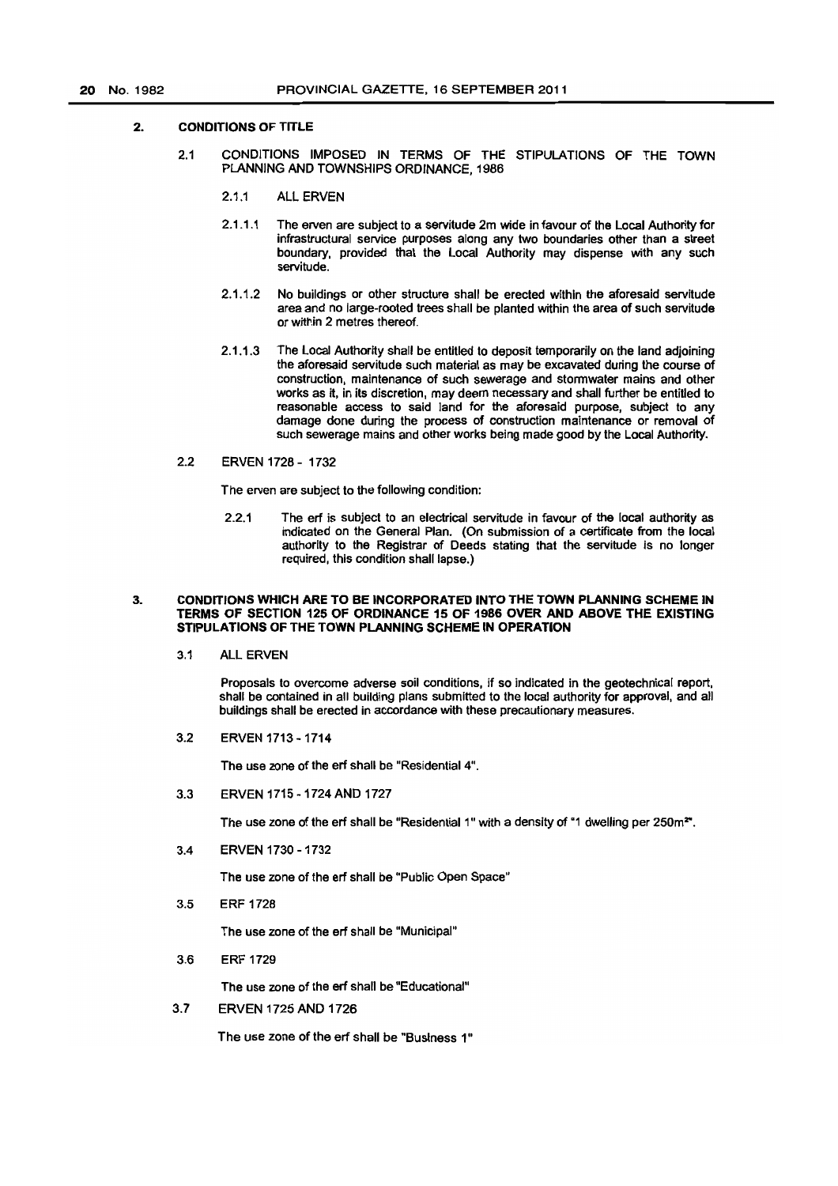## 2. CONDITIONS OF TITLE

### 2.1 CONDITIONS IMPOSED IN TERMS OF THE STIPULATIONS OF THE TOWN PLANNING AND TOWNSHIPS ORDINANCE, 1986

#### 2.1.1 ALL ERVEN

2.1.1.1 The erven are subject to a servitude 2m wide in favour of the Local Authority for infrastructural service purposes along any two boundaries other than a street boundary, provided that the Local Authority may dispense with any such servitude.

2.1.1.2 No buildings or other structure shall be erected within the aforesaid servitude area and no large-rooted trees shall be planted within the area of such servitude or within 2 metres thereof.

2.1.1.3 The Local Authority shall be entitled to deposit temporarily on the land adjoining the aforesaid servitude such material as may be excavated during the course of construction, maintenance of such sewerage and stormwater mains and other works as it, in its discretion, may deem necessary and shall further be entitled to reasonable access to said land for the aforesaid purpose, subject to any damage done during the process of construction maintenance or removal of such sewerage mains and other works being made good by the Local Authority.

### 2.2 ERVEN 1728 - 1732

The erven are subject to the following condition:

2.2.1 The erf is subject to an electrical servitude in favour of the local authority as indicated on the General Plan. (On submission of a certificate from the local authority to the Registrar of Deeds stating that the servitude is no longer required, this condition shall lapse.)

## 3. CONDITIONS WHICH ARE TO BE INCORPORATED INTO THE TOWN PLANNING SCHEME IN TERMS OF SECTION 125 OF ORDINANCE 15 OF 1986 OVER AND ABOVE THE EXISTING STIPULATIONS OF THE TOWN PLANNING SCHEME IN OPERATION

### 3.1 ALL ERVEN

Proposals to overcome adverse soil conditions, if so indicated in the geotechnical report, shall be contained in all building plans submitted to the local authority for approval, and all buildings shall be erected in accordance with these precautionary measures.

### 3.2 ERVEN 1713 - 1714

The use zone of the erf shall be "Residential 4".

### 3.3 ERVEN 1715 - 1724 AND 1727

The use zone of the erf shall be "Residential 1" with a density of "1 dwelling per 250m$^2$".

### 3.4 ERVEN 1730 - 1732

The use zone of the erf shall be "Public Open Space"

### 3.5 ERF 1728

The use zone of the erf shall be "Municipal"

### 3.6 ERF 1729

The use zone of the erf shall be "Educational"

### 3.7 ERVEN 1725 AND 1726

The use zone of the erf shall be "Business 1"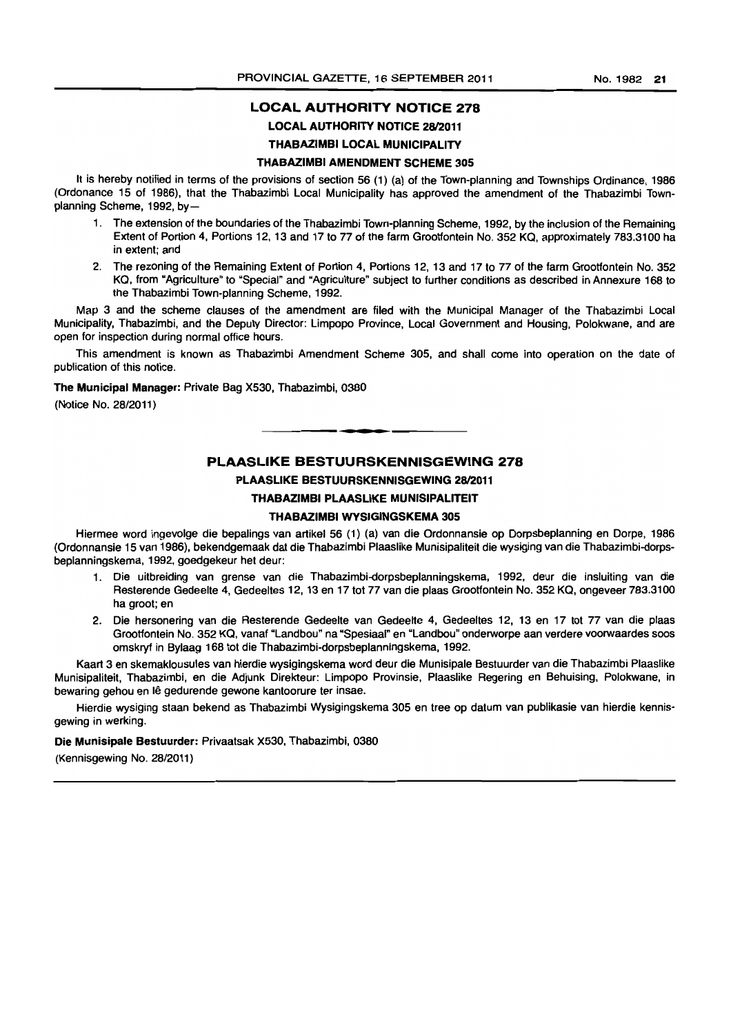## LOCAL AUTHORITY NOTICE 278

### LOCAL AUTHORITY NOTICE 28/2011

### THABAZIMBI LOCAL MUNICIPALITY

### THABAZIMBI AMENDMENT SCHEME 305

It is hereby notified in terms of the provisions of section 56 (1) (a) of the Town-planning and Townships Ordinance, 1986 (Ordonance 15 of 1986), that the Thabazimbi Local Municipality has approved the amendment of the Thabazimbi Town-planning Scheme, 1992, by—

1. The extension of the boundaries of the Thabazimbi Town-planning Scheme, 1992, by the inclusion of the Remaining Extent of Portion 4, Portions 12, 13 and 17 to 77 of the farm Grootfontein No. 352 KQ, approximately 783.3100 ha in extent; and
2. The rezoning of the Remaining Extent of Portion 4, Portions 12, 13 and 17 to 77 of the farm Grootfontein No. 352 KQ, from "Agriculture" to "Special" and "Agriculture" subject to further conditions as described in Annexure 168 to the Thabazimbi Town-planning Scheme, 1992.

Map 3 and the scheme clauses of the amendment are filed with the Municipal Manager of the Thabazimbi Local Municipality, Thabazimbi, and the Deputy Director: Limpopo Province, Local Government and Housing, Polokwane, and are open for inspection during normal office hours.

This amendment is known as Thabazimbi Amendment Scheme 305, and shall come into operation on the date of publication of this notice.

**The Municipal Manager:** Private Bag X530, Thabazimbi, 0380

(Notice No. 28/2011)

---

## PLAASLIKE BESTUURSKENNISGEWING 278

### PLAASLIKE BESTUURSKENNISGEWING 28/2011

### THABAZIMBI PLAASLIKE MUNISIPALITEIT

### THABAZIMBI WYSIGINGSKEMA 305

Hiermee word ingevolge die bepalings van artikel 56 (1) (a) van die Ordonnansie op Dorpsbeplanning en Dorpe, 1986 (Ordonnansie 15 van 1986), bekendgemaak dat die Thabazimbi Plaaslike Munisipaliteit die wysiging van die Thabazimbi-dorpsbeplanningskema, 1992, goedgekeur het deur:

1. Die uitbreiding van grense van die Thabazimbi-dorpsbeplanningskema, 1992, deur die insluiting van die Resterende Gedeelte 4, Gedeeltes 12, 13 en 17 tot 77 van die plaas Grootfontein No. 352 KQ, ongeveer 783.3100 ha groot; en
2. Die hersonering van die Resterende Gedeelte van Gedeelte 4, Gedeeltes 12, 13 en 17 tot 77 van die plaas Grootfontein No. 352 KQ, vanaf "Landbou" na "Spesiaal" en "Landbou" onderworpe aan verdere voorwaardes soos omskryf in Bylaag 168 tot die Thabazimbi-dorpsbeplanningskema, 1992.

Kaart 3 en skemaklousules van hierdie wysigingskema word deur die Munisipale Bestuurder van die Thabazimbi Plaaslike Munisipaliteit, Thabazimbi, en die Adjunk Direkteur: Limpopo Provinsie, Plaaslike Regering en Behuising, Polokwane, in bewaring gehou en lê gedurende gewone kantoorure ter insae.

Hierdie wysiging staan bekend as Thabazimbi Wysigingskema 305 en tree op datum van publikasie van hierdie kennisgewing in werking.

**Die Munisipale Bestuurder:** Privaatsak X530, Thabazimbi, 0380

(Kennisgewing No. 28/2011)